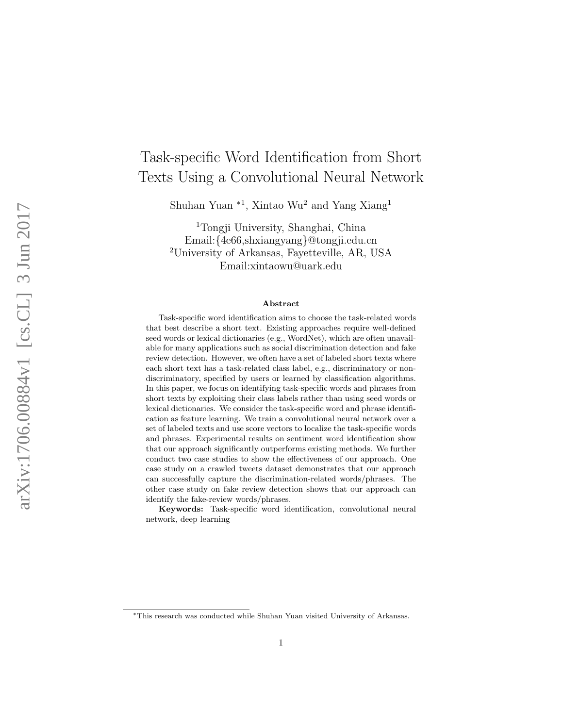# Task-specific Word Identification from Short Texts Using a Convolutional Neural Network

Shuhan Yuan *[1], Xintao Wu[2] and Yang Xiang[1]

[1]Tongji University, Shanghai, China
Email:{4e66,shxiangyang}@tongji.edu.cn
[2]University of Arkansas, Fayetteville, AR, USA
Email:xintaowu@uark.edu

### Abstract

Task-specific word identification aims to choose the task-related words that best describe a short text. Existing approaches require well-defined seed words or lexical dictionaries (e.g., WordNet), which are often unavailable for many applications such as social discrimination detection and fake review detection. However, we often have a set of labeled short texts where each short text has a task-related class label, e.g., discriminatory or non-discriminatory, specified by users or learned by classification algorithms. In this paper, we focus on identifying task-specific words and phrases from short texts by exploiting their class labels rather than using seed words or lexical dictionaries. We consider the task-specific word and phrase identification as feature learning. We train a convolutional neural network over a set of labeled texts and use score vectors to localize the task-specific words and phrases. Experimental results on sentiment word identification show that our approach significantly outperforms existing methods. We further conduct two case studies to show the effectiveness of our approach. One case study on a crawled tweets dataset demonstrates that our approach can successfully capture the discrimination-related words/phrases. The other case study on fake review detection shows that our approach can identify the fake-review words/phrases.

**Keywords:** Task-specific word identification, convolutional neural network, deep learning

*This research was conducted while Shuhan Yuan visited University of Arkansas.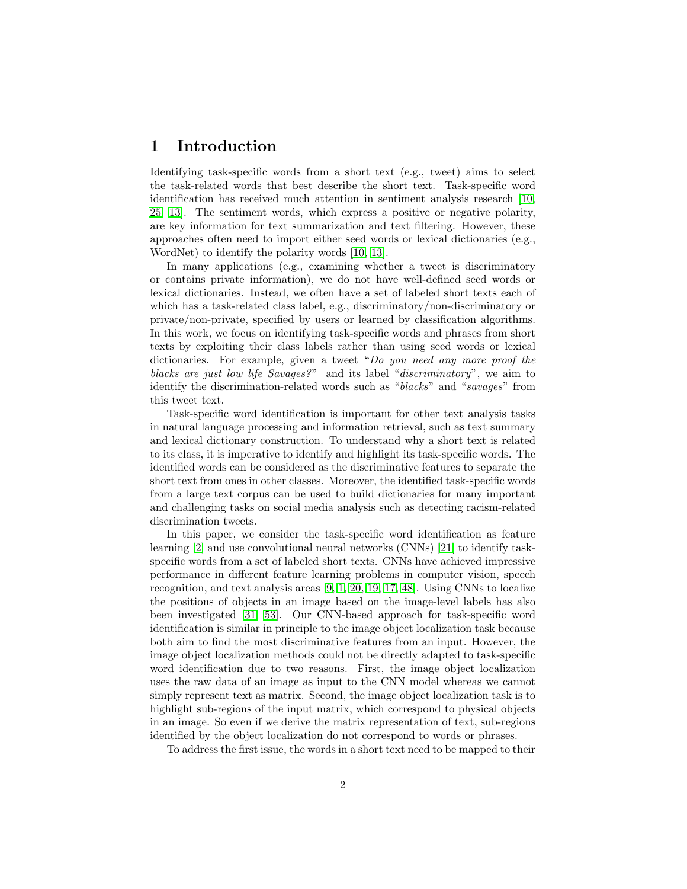# 1 Introduction

Identifying task-specific words from a short text (e.g., tweet) aims to select the task-related words that best describe the short text. Task-specific word identification has received much attention in sentiment analysis research [10, 25, 13]. The sentiment words, which express a positive or negative polarity, are key information for text summarization and text filtering. However, these approaches often need to import either seed words or lexical dictionaries (e.g., WordNet) to identify the polarity words [10, 13].

In many applications (e.g., examining whether a tweet is discriminatory or contains private information), we do not have well-defined seed words or lexical dictionaries. Instead, we often have a set of labeled short texts each of which has a task-related class label, e.g., discriminatory/non-discriminatory or private/non-private, specified by users or learned by classification algorithms. In this work, we focus on identifying task-specific words and phrases from short texts by exploiting their class labels rather than using seed words or lexical dictionaries. For example, given a tweet "*Do you need any more proof the blacks are just low life Savages?*" and its label "*discriminatory*", we aim to identify the discrimination-related words such as "*blacks*" and "*savages*" from this tweet text.

Task-specific word identification is important for other text analysis tasks in natural language processing and information retrieval, such as text summary and lexical dictionary construction. To understand why a short text is related to its class, it is imperative to identify and highlight its task-specific words. The identified words can be considered as the discriminative features to separate the short text from ones in other classes. Moreover, the identified task-specific words from a large text corpus can be used to build dictionaries for many important and challenging tasks on social media analysis such as detecting racism-related discrimination tweets.

In this paper, we consider the task-specific word identification as feature learning [2] and use convolutional neural networks (CNNs) [21] to identify task-specific words from a set of labeled short texts. CNNs have achieved impressive performance in different feature learning problems in computer vision, speech recognition, and text analysis areas [9, 1, 20, 19, 17, 48]. Using CNNs to localize the positions of objects in an image based on the image-level labels has also been investigated [31, 53]. Our CNN-based approach for task-specific word identification is similar in principle to the image object localization task because both aim to find the most discriminative features from an input. However, the image object localization methods could not be directly adapted to task-specific word identification due to two reasons. First, the image object localization uses the raw data of an image as input to the CNN model whereas we cannot simply represent text as matrix. Second, the image object localization task is to highlight sub-regions of the input matrix, which correspond to physical objects in an image. So even if we derive the matrix representation of text, sub-regions identified by the object localization do not correspond to words or phrases.

To address the first issue, the words in a short text need to be mapped to their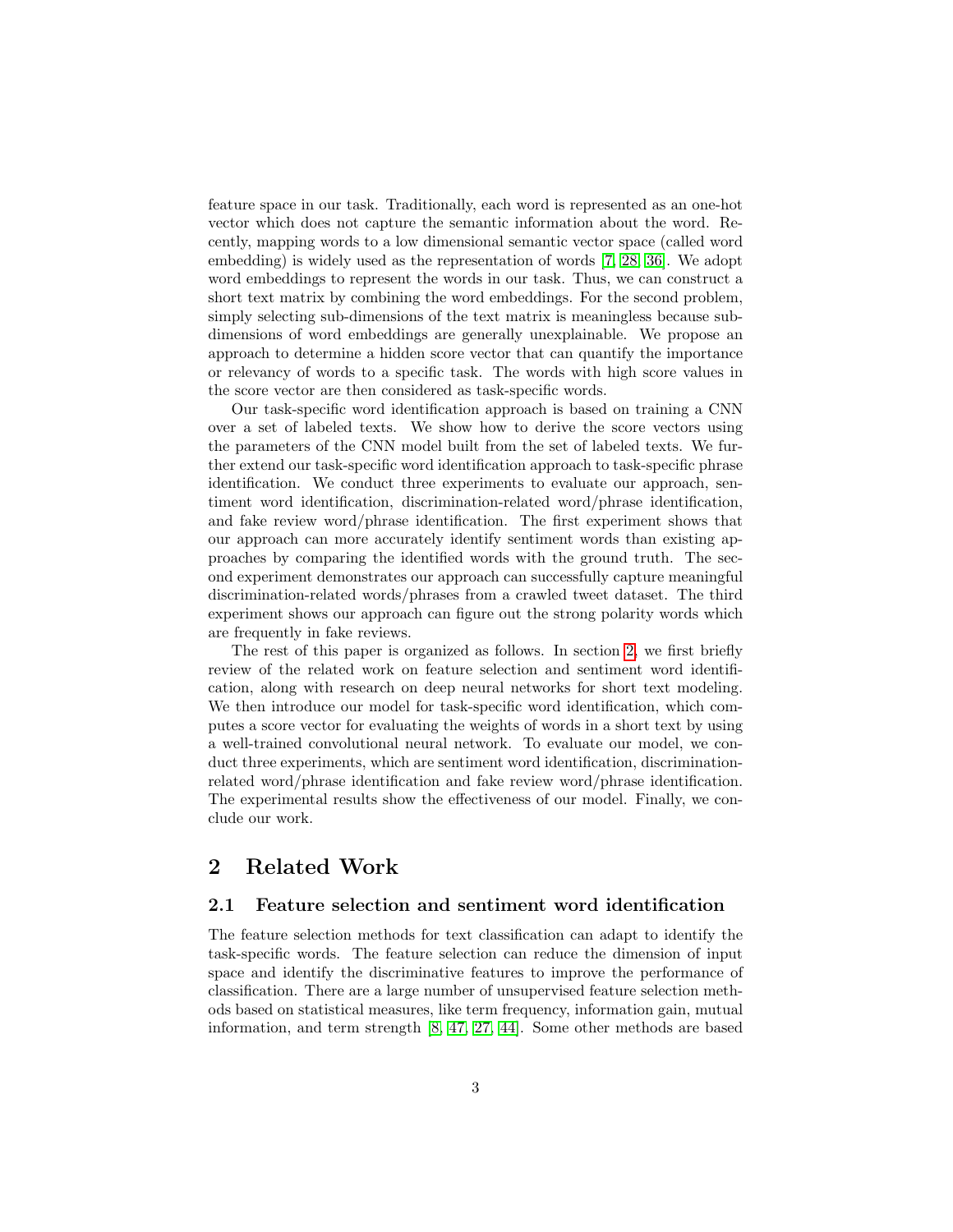feature space in our task. Traditionally, each word is represented as an one-hot vector which does not capture the semantic information about the word. Recently, mapping words to a low dimensional semantic vector space (called word embedding) is widely used as the representation of words [7, 28, 36]. We adopt word embeddings to represent the words in our task. Thus, we can construct a short text matrix by combining the word embeddings. For the second problem, simply selecting sub-dimensions of the text matrix is meaningless because sub-dimensions of word embeddings are generally unexplainable. We propose an approach to determine a hidden score vector that can quantify the importance or relevancy of words to a specific task. The words with high score values in the score vector are then considered as task-specific words.

Our task-specific word identification approach is based on training a CNN over a set of labeled texts. We show how to derive the score vectors using the parameters of the CNN model built from the set of labeled texts. We further extend our task-specific word identification approach to task-specific phrase identification. We conduct three experiments to evaluate our approach, sentiment word identification, discrimination-related word/phrase identification, and fake review word/phrase identification. The first experiment shows that our approach can more accurately identify sentiment words than existing approaches by comparing the identified words with the ground truth. The second experiment demonstrates our approach can successfully capture meaningful discrimination-related words/phrases from a crawled tweet dataset. The third experiment shows our approach can figure out the strong polarity words which are frequently in fake reviews.

The rest of this paper is organized as follows. In section 2, we first briefly review of the related work on feature selection and sentiment word identification, along with research on deep neural networks for short text modeling. We then introduce our model for task-specific word identification, which computes a score vector for evaluating the weights of words in a short text by using a well-trained convolutional neural network. To evaluate our model, we conduct three experiments, which are sentiment word identification, discrimination-related word/phrase identification and fake review word/phrase identification. The experimental results show the effectiveness of our model. Finally, we conclude our work.

## 2 Related Work

### 2.1 Feature selection and sentiment word identification

The feature selection methods for text classification can adapt to identify the task-specific words. The feature selection can reduce the dimension of input space and identify the discriminative features to improve the performance of classification. There are a large number of unsupervised feature selection methods based on statistical measures, like term frequency, information gain, mutual information, and term strength [8, 47, 27, 44]. Some other methods are based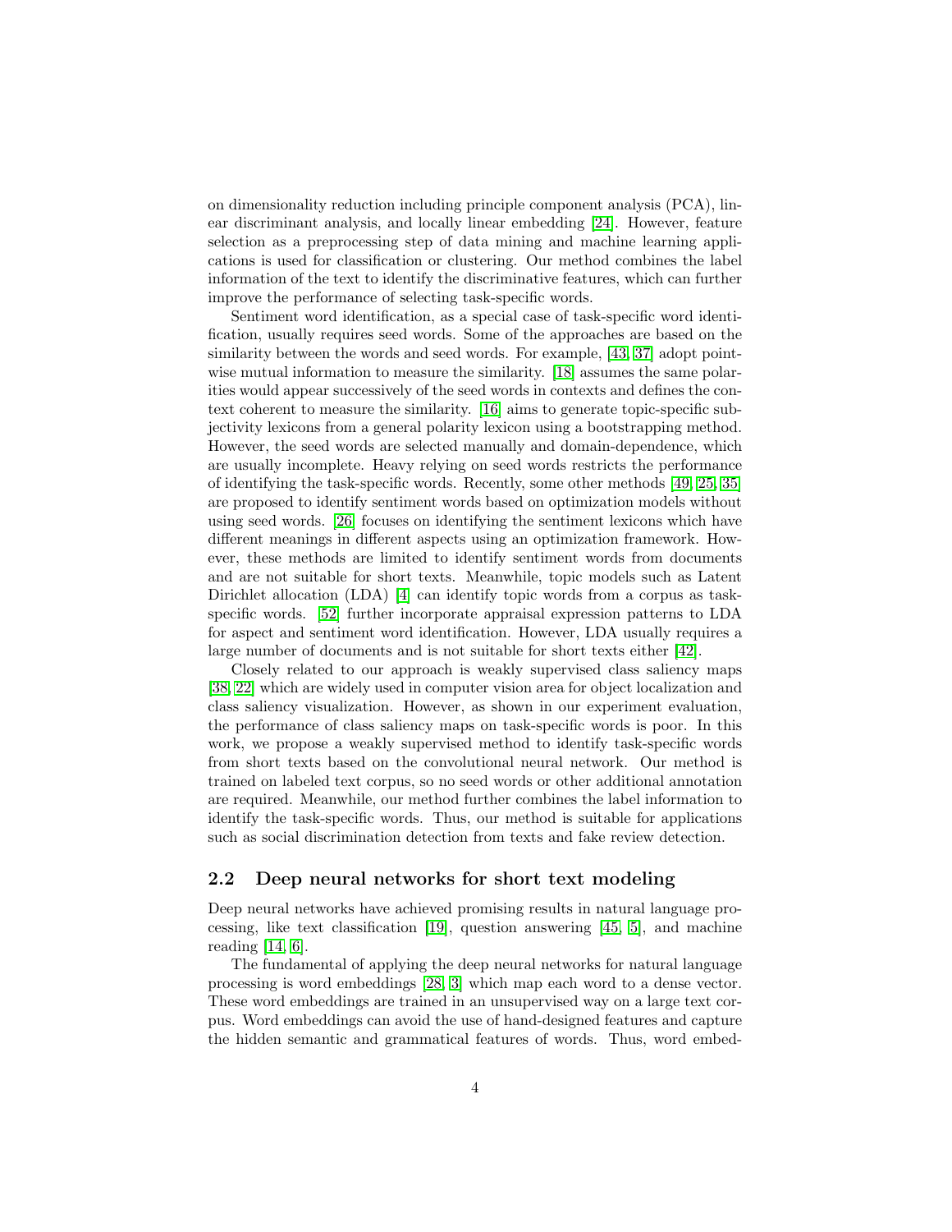on dimensionality reduction including principle component analysis (PCA), linear discriminant analysis, and locally linear embedding [24]. However, feature selection as a preprocessing step of data mining and machine learning applications is used for classification or clustering. Our method combines the label information of the text to identify the discriminative features, which can further improve the performance of selecting task-specific words.

Sentiment word identification, as a special case of task-specific word identification, usually requires seed words. Some of the approaches are based on the similarity between the words and seed words. For example, [43, 37] adopt pointwise mutual information to measure the similarity. [18] assumes the same polarities would appear successively of the seed words in contexts and defines the context coherent to measure the similarity. [16] aims to generate topic-specific subjectivity lexicons from a general polarity lexicon using a bootstrapping method. However, the seed words are selected manually and domain-dependence, which are usually incomplete. Heavy relying on seed words restricts the performance of identifying the task-specific words. Recently, some other methods [49, 25, 35] are proposed to identify sentiment words based on optimization models without using seed words. [26] focuses on identifying the sentiment lexicons which have different meanings in different aspects using an optimization framework. However, these methods are limited to identify sentiment words from documents and are not suitable for short texts. Meanwhile, topic models such as Latent Dirichlet allocation (LDA) [4] can identify topic words from a corpus as task-specific words. [52] further incorporate appraisal expression patterns to LDA for aspect and sentiment word identification. However, LDA usually requires a large number of documents and is not suitable for short texts either [42].

Closely related to our approach is weakly supervised class saliency maps [38, 22] which are widely used in computer vision area for object localization and class saliency visualization. However, as shown in our experiment evaluation, the performance of class saliency maps on task-specific words is poor. In this work, we propose a weakly supervised method to identify task-specific words from short texts based on the convolutional neural network. Our method is trained on labeled text corpus, so no seed words or other additional annotation are required. Meanwhile, our method further combines the label information to identify the task-specific words. Thus, our method is suitable for applications such as social discrimination detection from texts and fake review detection.

## 2.2 Deep neural networks for short text modeling

Deep neural networks have achieved promising results in natural language processing, like text classification [19], question answering [45, 5], and machine reading [14, 6].

The fundamental of applying the deep neural networks for natural language processing is word embeddings [28, 3] which map each word to a dense vector. These word embeddings are trained in an unsupervised way on a large text corpus. Word embeddings can avoid the use of hand-designed features and capture the hidden semantic and grammatical features of words. Thus, word embed-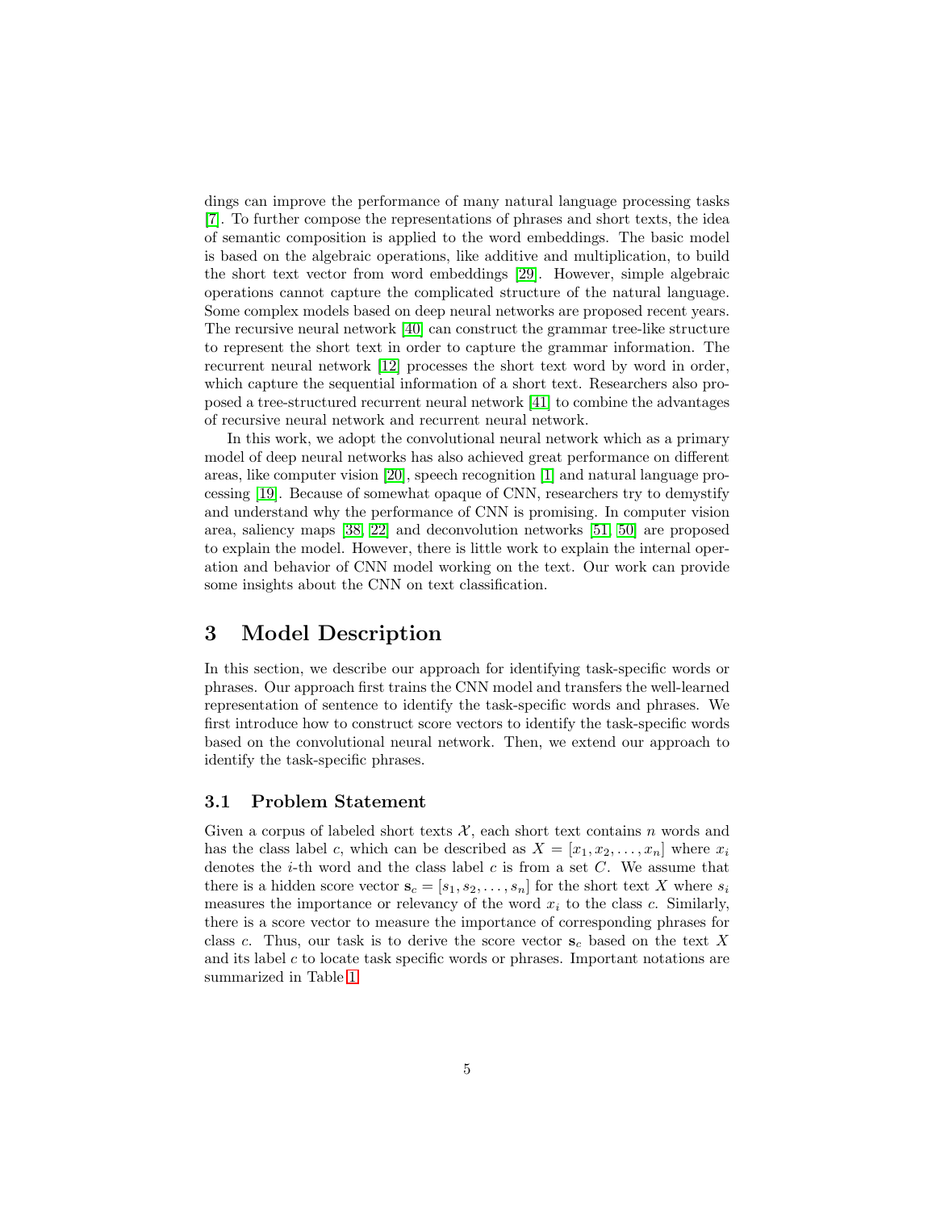dings can improve the performance of many natural language processing tasks [7]. To further compose the representations of phrases and short texts, the idea of semantic composition is applied to the word embeddings. The basic model is based on the algebraic operations, like additive and multiplication, to build the short text vector from word embeddings [29]. However, simple algebraic operations cannot capture the complicated structure of the natural language. Some complex models based on deep neural networks are proposed recent years. The recursive neural network [40] can construct the grammar tree-like structure to represent the short text in order to capture the grammar information. The recurrent neural network [12] processes the short text word by word in order, which capture the sequential information of a short text. Researchers also proposed a tree-structured recurrent neural network [41] to combine the advantages of recursive neural network and recurrent neural network.

In this work, we adopt the convolutional neural network which as a primary model of deep neural networks has also achieved great performance on different areas, like computer vision [20], speech recognition [1] and natural language processing [19]. Because of somewhat opaque of CNN, researchers try to demystify and understand why the performance of CNN is promising. In computer vision area, saliency maps [38, 22] and deconvolution networks [51, 50] are proposed to explain the model. However, there is little work to explain the internal operation and behavior of CNN model working on the text. Our work can provide some insights about the CNN on text classification.

# 3 Model Description

In this section, we describe our approach for identifying task-specific words or phrases. Our approach first trains the CNN model and transfers the well-learned representation of sentence to identify the task-specific words and phrases. We first introduce how to construct score vectors to identify the task-specific words based on the convolutional neural network. Then, we extend our approach to identify the task-specific phrases.

## 3.1 Problem Statement

Given a corpus of labeled short texts $\mathcal{X}$, each short text contains $n$ words and has the class label $c$, which can be described as $X = [x_1, x_2, \ldots, x_n]$ where $x_i$ denotes the $i$-th word and the class label $c$ is from a set $C$. We assume that there is a hidden score vector $\mathbf{s}_c = [s_1, s_2, \ldots, s_n]$ for the short text $X$ where $s_i$ measures the importance or relevancy of the word $x_i$ to the class $c$. Similarly, there is a score vector to measure the importance of corresponding phrases for class $c$. Thus, our task is to derive the score vector $\mathbf{s}_c$ based on the text $X$ and its label $c$ to locate task specific words or phrases. Important notations are summarized in Table 1.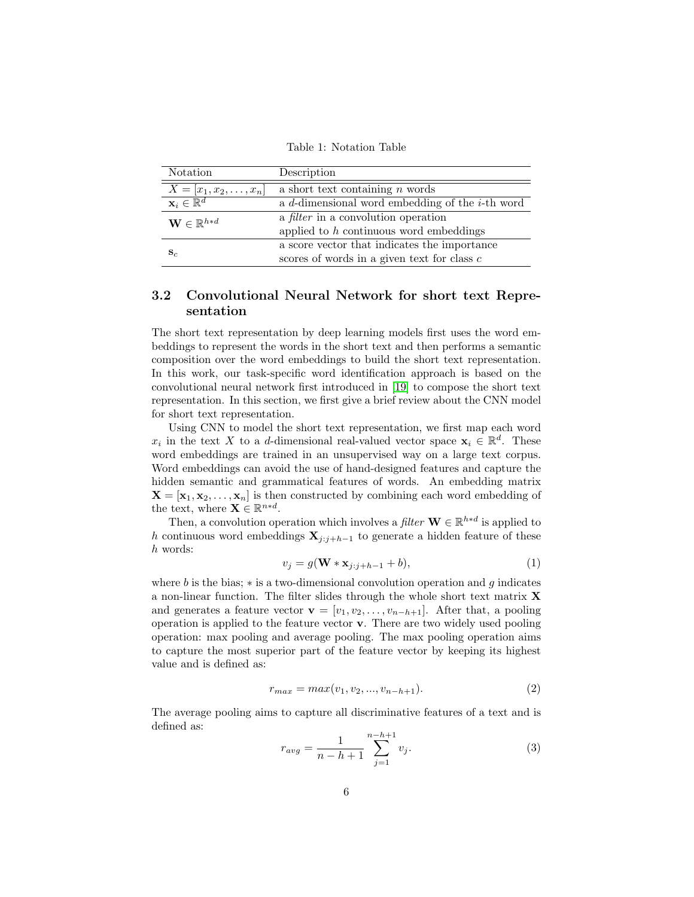Table 1: Notation Table

| Notation | Description |
|---|---|
| $X = [x_1, x_2, \dots, x_n]$ | a short text containing $n$ words |
| $\mathbf{x}_i \in \mathbb{R}^d$ | a $d$-dimensional word embedding of the $i$-th word |
| $\mathbf{W} \in \mathbb{R}^{h*d}$ | a *filter* in a convolution operation applied to $h$ continuous word embeddings |
| $\mathbf{s}_c$ | a score vector that indicates the importance scores of words in a given text for class $c$ |

### 3.2 Convolutional Neural Network for short text Representation

The short text representation by deep learning models first uses the word embeddings to represent the words in the short text and then performs a semantic composition over the word embeddings to build the short text representation. In this work, our task-specific word identification approach is based on the convolutional neural network first introduced in [19] to compose the short text representation. In this section, we first give a brief review about the CNN model for short text representation.

Using CNN to model the short text representation, we first map each word $x_i$ in the text $X$ to a $d$-dimensional real-valued vector space $\mathbf{x}_i \in \mathbb{R}^d$. These word embeddings are trained in an unsupervised way on a large text corpus. Word embeddings can avoid the use of hand-designed features and capture the hidden semantic and grammatical features of words. An embedding matrix $\mathbf{X} = [\mathbf{x}_1, \mathbf{x}_2, \dots, \mathbf{x}_n]$ is then constructed by combining each word embedding of the text, where $\mathbf{X} \in \mathbb{R}^{n*d}$.

Then, a convolution operation which involves a *filter* $\mathbf{W} \in \mathbb{R}^{h*d}$ is applied to $h$ continuous word embeddings $\mathbf{X}_{j:j+h-1}$ to generate a hidden feature of these $h$ words:

$$v_j = g(\mathbf{W} * \mathbf{x}_{j:j+h-1} + b), \tag{1}$$

where $b$ is the bias; $*$ is a two-dimensional convolution operation and $g$ indicates a non-linear function. The filter slides through the whole short text matrix $\mathbf{X}$ and generates a feature vector $\mathbf{v} = [v_1, v_2, \dots, v_{n-h+1}]$. After that, a pooling operation is applied to the feature vector $\mathbf{v}$. There are two widely used pooling operation: max pooling and average pooling. The max pooling operation aims to capture the most superior part of the feature vector by keeping its highest value and is defined as:

$$r_{max} = max(v_1, v_2, ..., v_{n-h+1}). \tag{2}$$

The average pooling aims to capture all discriminative features of a text and is defined as:

$$r_{avg} = \frac{1}{n-h+1} \sum_{j=1}^{n-h+1} v_j. \tag{3}$$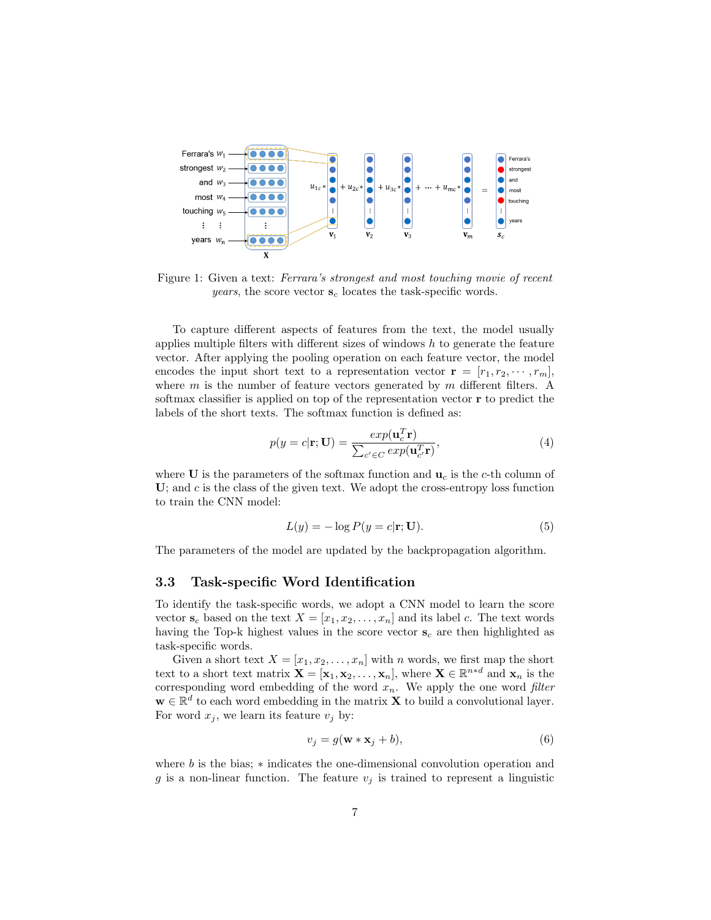Figure 1: Given a text: *Ferrara's strongest and most touching movie of recent years*, the score vector $\mathbf{s}_c$ locates the task-specific words.

To capture different aspects of features from the text, the model usually applies multiple filters with different sizes of windows $h$ to generate the feature vector. After applying the pooling operation on each feature vector, the model encodes the input short text to a representation vector $\mathbf{r} = [r_1, r_2, \cdots, r_m]$, where $m$ is the number of feature vectors generated by $m$ different filters. A softmax classifier is applied on top of the representation vector $\mathbf{r}$ to predict the labels of the short texts. The softmax function is defined as:

$$p(y = c|\mathbf{r}; \mathbf{U}) = \frac{exp(\mathbf{u}_c^T \mathbf{r})}{\sum_{c' \in C} exp(\mathbf{u}_{c'}^T \mathbf{r})}, \tag{4}$$

where $\mathbf{U}$ is the parameters of the softmax function and $\mathbf{u}_c$ is the $c$-th column of $\mathbf{U}$; and $c$ is the class of the given text. We adopt the cross-entropy loss function to train the CNN model:

$$L(y) = -\log P(y = c|\mathbf{r}; \mathbf{U}). \tag{5}$$

The parameters of the model are updated by the backpropagation algorithm.

### 3.3 Task-specific Word Identification

To identify the task-specific words, we adopt a CNN model to learn the score vector $\mathbf{s}_c$ based on the text $X = [x_1, x_2, \ldots, x_n]$ and its label $c$. The text words having the Top-k highest values in the score vector $\mathbf{s}_c$ are then highlighted as task-specific words.

Given a short text $X = [x_1, x_2, \ldots, x_n]$ with $n$ words, we first map the short text to a short text matrix $\mathbf{X} = [\mathbf{x}_1, \mathbf{x}_2, \ldots, \mathbf{x}_n]$, where $\mathbf{X} \in \mathbb{R}^{n*d}$ and $\mathbf{x}_n$ is the corresponding word embedding of the word $x_n$. We apply the one word *filter* $\mathbf{w} \in \mathbb{R}^d$ to each word embedding in the matrix $\mathbf{X}$ to build a convolutional layer. For word $x_j$, we learn its feature $v_j$ by:

$$v_j = g(\mathbf{w} * \mathbf{x}_j + b), \tag{6}$$

where $b$ is the bias; $*$ indicates the one-dimensional convolution operation and $g$ is a non-linear function. The feature $v_j$ is trained to represent a linguistic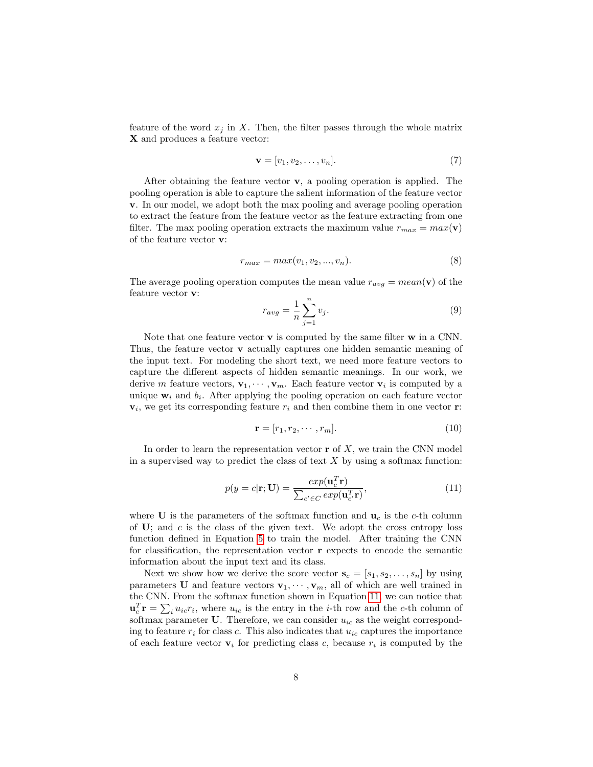feature of the word $x_j$ in $X$. Then, the filter passes through the whole matrix $\mathbf{X}$ and produces a feature vector:

$$\mathbf{v} = [v_1, v_2, \ldots, v_n]. \tag{7}$$

After obtaining the feature vector $\mathbf{v}$, a pooling operation is applied. The pooling operation is able to capture the salient information of the feature vector $\mathbf{v}$. In our model, we adopt both the max pooling and average pooling operation to extract the feature from the feature vector as the feature extracting from one filter. The max pooling operation extracts the maximum value $r_{max} = max(\mathbf{v})$ of the feature vector $\mathbf{v}$:

$$r_{max} = max(v_1, v_2, ..., v_n). \tag{8}$$

The average pooling operation computes the mean value $r_{avg} = mean(\mathbf{v})$ of the feature vector $\mathbf{v}$:

$$r_{avg} = \frac{1}{n} \sum_{j=1}^{n} v_j. \tag{9}$$

Note that one feature vector $\mathbf{v}$ is computed by the same filter $\mathbf{w}$ in a CNN. Thus, the feature vector $\mathbf{v}$ actually captures one hidden semantic meaning of the input text. For modeling the short text, we need more feature vectors to capture the different aspects of hidden semantic meanings. In our work, we derive $m$ feature vectors, $\mathbf{v}_1, \cdots, \mathbf{v}_m$. Each feature vector $\mathbf{v}_i$ is computed by a unique $\mathbf{w}_i$ and $b_i$. After applying the pooling operation on each feature vector $\mathbf{v}_i$, we get its corresponding feature $r_i$ and then combine them in one vector $\mathbf{r}$:

$$\mathbf{r} = [r_1, r_2, \cdots, r_m]. \tag{10}$$

In order to learn the representation vector $\mathbf{r}$ of $X$, we train the CNN model in a supervised way to predict the class of text $X$ by using a softmax function:

$$p(y = c|\mathbf{r}; \mathbf{U}) = \frac{exp(\mathbf{u}_c^T \mathbf{r})}{\sum_{c' \in C} exp(\mathbf{u}_{c'}^T \mathbf{r})}, \tag{11}$$

where $\mathbf{U}$ is the parameters of the softmax function and $\mathbf{u}_c$ is the $c$-th column of $\mathbf{U}$; and $c$ is the class of the given text. We adopt the cross entropy loss function defined in Equation 5 to train the model. After training the CNN for classification, the representation vector $\mathbf{r}$ expects to encode the semantic information about the input text and its class.

Next we show how we derive the score vector $\mathbf{s}_c = [s_1, s_2, \ldots, s_n]$ by using parameters $\mathbf{U}$ and feature vectors $\mathbf{v}_1, \cdots, \mathbf{v}_m$, all of which are well trained in the CNN. From the softmax function shown in Equation 11, we can notice that $\mathbf{u}_c^T \mathbf{r} = \sum_i u_{ic} r_i$, where $u_{ic}$ is the entry in the $i$-th row and the $c$-th column of softmax parameter $\mathbf{U}$. Therefore, we can consider $u_{ic}$ as the weight corresponding to feature $r_i$ for class $c$. This also indicates that $u_{ic}$ captures the importance of each feature vector $\mathbf{v}_i$ for predicting class $c$, because $r_i$ is computed by the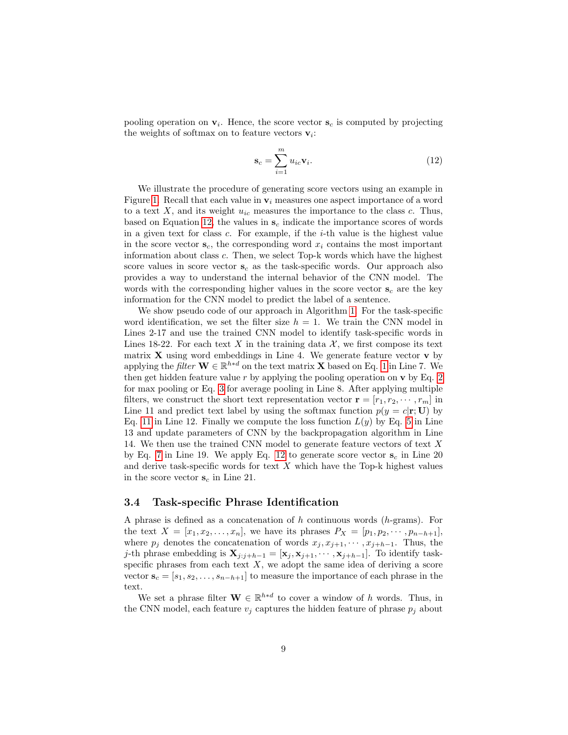pooling operation on $\mathbf{v}_i$. Hence, the score vector $\mathbf{s}_c$ is computed by projecting the weights of softmax on to feature vectors $\mathbf{v}_i$:

$$\mathbf{s}_c = \sum_{i=1}^{m} u_{ic} \mathbf{v}_i. \tag{12}$$

We illustrate the procedure of generating score vectors using an example in Figure 1. Recall that each value in $\mathbf{v}_i$ measures one aspect importance of a word to a text $X$, and its weight $u_{ic}$ measures the importance to the class $c$. Thus, based on Equation 12, the values in $\mathbf{s}_c$ indicate the importance scores of words in a given text for class $c$. For example, if the $i$-th value is the highest value in the score vector $\mathbf{s}_c$, the corresponding word $x_i$ contains the most important information about class $c$. Then, we select Top-k words which have the highest score values in score vector $\mathbf{s}_c$ as the task-specific words. Our approach also provides a way to understand the internal behavior of the CNN model. The words with the corresponding higher values in the score vector $\mathbf{s}_c$ are the key information for the CNN model to predict the label of a sentence.

We show pseudo code of our approach in Algorithm 1. For the task-specific word identification, we set the filter size $h = 1$. We train the CNN model in Lines 2-17 and use the trained CNN model to identify task-specific words in Lines 18-22. For each text $X$ in the training data $\mathcal{X}$, we first compose its text matrix $\mathbf{X}$ using word embeddings in Line 4. We generate feature vector $\mathbf{v}$ by applying the *filter* $\mathbf{W} \in \mathbb{R}^{h*d}$ on the text matrix $\mathbf{X}$ based on Eq. 1 in Line 7. We then get hidden feature value $r$ by applying the pooling operation on $\mathbf{v}$ by Eq. 2 for max pooling or Eq. 3 for average pooling in Line 8. After applying multiple filters, we construct the short text representation vector $\mathbf{r} = [r_1, r_2, \cdots, r_m]$ in Line 11 and predict text label by using the softmax function $p(y = c|\mathbf{r}; \mathbf{U})$ by Eq. 11 in Line 12. Finally we compute the loss function $L(y)$ by Eq. 5 in Line 13 and update parameters of CNN by the backpropagation algorithm in Line 14. We then use the trained CNN model to generate feature vectors of text $X$ by Eq. 7 in Line 19. We apply Eq. 12 to generate score vector $\mathbf{s}_c$ in Line 20 and derive task-specific words for text $X$ which have the Top-k highest values in the score vector $\mathbf{s}_c$ in Line 21.

### 3.4 Task-specific Phrase Identification

A phrase is defined as a concatenation of $h$ continuous words ($h$-grams). For the text $X = [x_1, x_2, \ldots, x_n]$, we have its phrases $P_X = [p_1, p_2, \cdots, p_{n-h+1}]$, where $p_j$ denotes the concatenation of words $x_j, x_{j+1}, \cdots, x_{j+h-1}$. Thus, the $j$-th phrase embedding is $\mathbf{X}_{j:j+h-1} = [\mathbf{x}_j, \mathbf{x}_{j+1}, \cdots, \mathbf{x}_{j+h-1}]$. To identify task-specific phrases from each text $X$, we adopt the same idea of deriving a score vector $\mathbf{s}_c = [s_1, s_2, \ldots, s_{n-h+1}]$ to measure the importance of each phrase in the text.

We set a phrase filter $\mathbf{W} \in \mathbb{R}^{h*d}$ to cover a window of $h$ words. Thus, in the CNN model, each feature $v_j$ captures the hidden feature of phrase $p_j$ about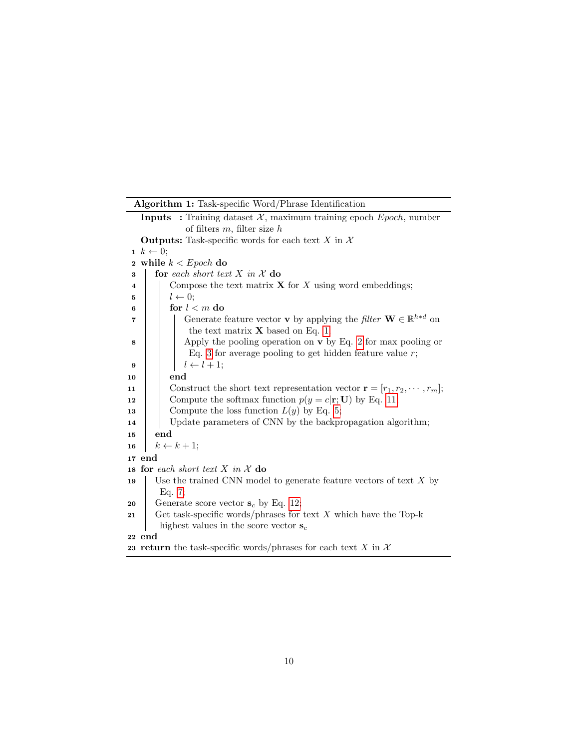**Algorithm 1:** Task-specific Word/Phrase Identification

```
   Inputs  : Training dataset 𝒳, maximum training epoch Epoch, number
             of filters m, filter size h
   Outputs: Task-specific words for each text X in 𝒳
 1 k ← 0;
 2 while k < Epoch do
 3   | for each short text X in 𝒳 do
 4   |   | Compose the text matrix X for X using word embeddings;
 5   |   | l ← 0;
 6   |   | for l < m do
 7   |   |   | Generate feature vector v by applying the filter W ∈ ℝ^{h*d} on
     |   |   |  the text matrix X based on Eq. 1
 8   |   |   | Apply the pooling operation on v by Eq. 2 for max pooling or
     |   |   |  Eq. 3 for average pooling to get hidden feature value r;
 9   |   |   | l ← l + 1;
10   |   | end
11   |   | Construct the short text representation vector r = [r_1, r_2, ⋯ , r_m];
12   |   | Compute the softmax function p(y = c|r; U) by Eq. 11
13   |   | Compute the loss function L(y) by Eq. 5;
14   |   | Update parameters of CNN by the backpropagation algorithm;
15   | end
16   | k ← k + 1;
17 end
18 for each short text X in 𝒳 do
19   | Use the trained CNN model to generate feature vectors of text X by
     |  Eq. 7
20   | Generate score vector s_c by Eq. 12;
21   | Get task-specific words/phrases for text X which have the Top-k
     |  highest values in the score vector s_c
22 end
23 return the task-specific words/phrases for each text X in 𝒳
```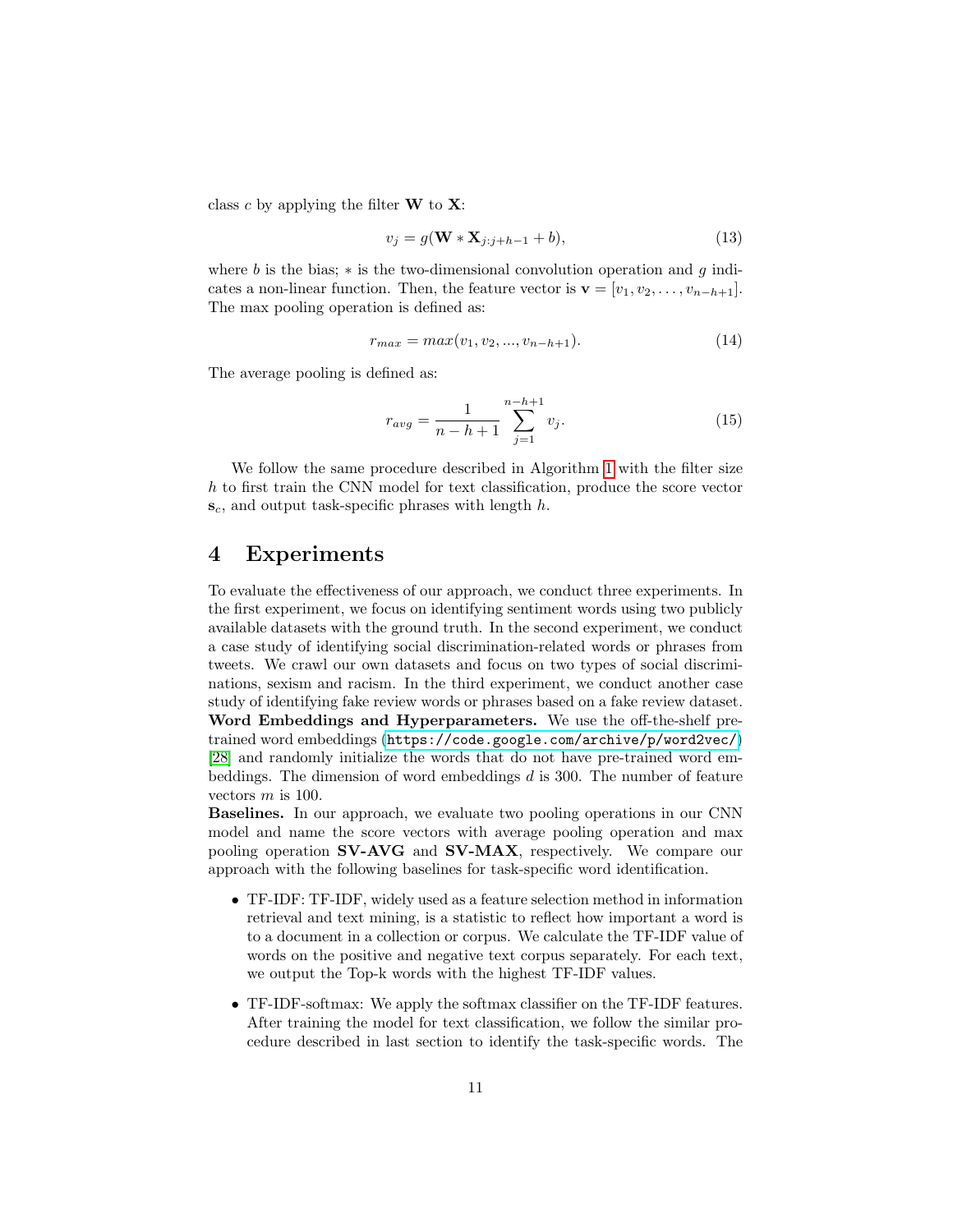class $c$ by applying the filter $\mathbf{W}$ to $\mathbf{X}$:

$$v_j = g(\mathbf{W} * \mathbf{X}_{j:j+h-1} + b), \tag{13}$$

where $b$ is the bias; $*$ is the two-dimensional convolution operation and $g$ indicates a non-linear function. Then, the feature vector is $\mathbf{v} = [v_1, v_2, \ldots, v_{n-h+1}]$. The max pooling operation is defined as:

$$r_{max} = max(v_1, v_2, ..., v_{n-h+1}). \tag{14}$$

The average pooling is defined as:

$$r_{avg} = \frac{1}{n-h+1} \sum_{j=1}^{n-h+1} v_j. \tag{15}$$

We follow the same procedure described in Algorithm 1 with the filter size $h$ to first train the CNN model for text classification, produce the score vector $\mathbf{s}_c$, and output task-specific phrases with length $h$.

# 4 Experiments

To evaluate the effectiveness of our approach, we conduct three experiments. In the first experiment, we focus on identifying sentiment words using two publicly available datasets with the ground truth. In the second experiment, we conduct a case study of identifying social discrimination-related words or phrases from tweets. We crawl our own datasets and focus on two types of social discriminations, sexism and racism. In the third experiment, we conduct another case study of identifying fake review words or phrases based on a fake review dataset.

**Word Embeddings and Hyperparameters.** We use the off-the-shelf pre-trained word embeddings (`https://code.google.com/archive/p/word2vec/`) [28] and randomly initialize the words that do not have pre-trained word embeddings. The dimension of word embeddings $d$ is 300. The number of feature vectors $m$ is 100.

**Baselines.** In our approach, we evaluate two pooling operations in our CNN model and name the score vectors with average pooling operation and max pooling operation **SV-AVG** and **SV-MAX**, respectively. We compare our approach with the following baselines for task-specific word identification.

- TF-IDF: TF-IDF, widely used as a feature selection method in information retrieval and text mining, is a statistic to reflect how important a word is to a document in a collection or corpus. We calculate the TF-IDF value of words on the positive and negative text corpus separately. For each text, we output the Top-k words with the highest TF-IDF values.
- TF-IDF-softmax: We apply the softmax classifier on the TF-IDF features. After training the model for text classification, we follow the similar procedure described in last section to identify the task-specific words. The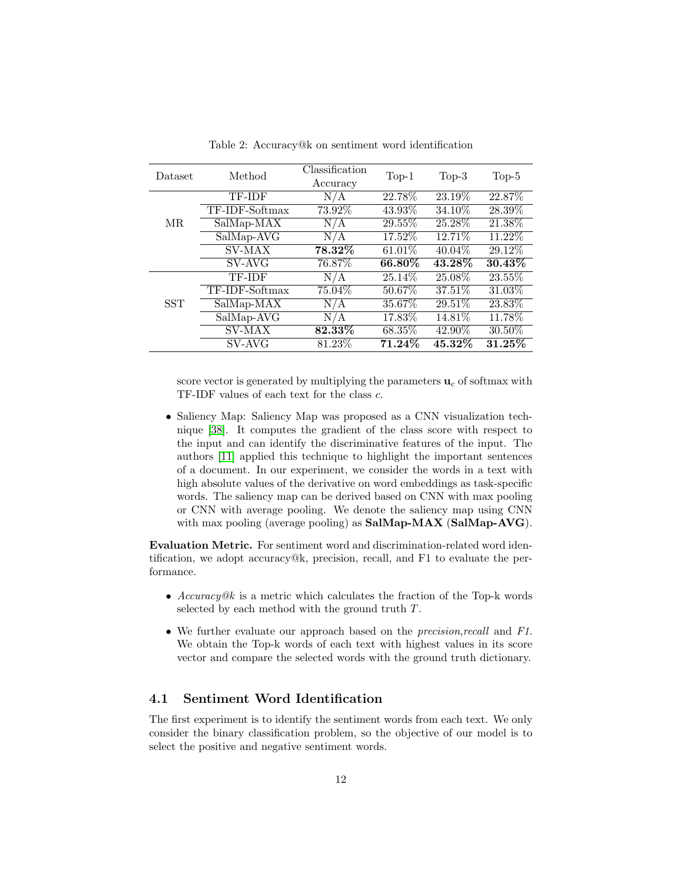Table 2: Accuracy@k on sentiment word identification

| Dataset | Method | Classification Accuracy | Top-1 | Top-3 | Top-5 |
|---|---|---|---|---|---|
| MR | TF-IDF | N/A | 22.78% | 23.19% | 22.87% |
| | TF-IDF-Softmax | 73.92% | 43.93% | 34.10% | 28.39% |
| | SalMap-MAX | N/A | 29.55% | 25.28% | 21.38% |
| | SalMap-AVG | N/A | 17.52% | 12.71% | 11.22% |
| | SV-MAX | **78.32%** | 61.01% | 40.04% | 29.12% |
| | SV-AVG | 76.87% | **66.80%** | **43.28%** | **30.43%** |
| SST | TF-IDF | N/A | 25.14% | 25.08% | 23.55% |
| | TF-IDF-Softmax | 75.04% | 50.67% | 37.51% | 31.03% |
| | SalMap-MAX | N/A | 35.67% | 29.51% | 23.83% |
| | SalMap-AVG | N/A | 17.83% | 14.81% | 11.78% |
| | SV-MAX | **82.33%** | 68.35% | 42.90% | 30.50% |
| | SV-AVG | 81.23% | **71.24%** | **45.32%** | **31.25%** |

score vector is generated by multiplying the parameters $\mathbf{u}_c$ of softmax with TF-IDF values of each text for the class $c$.

- Saliency Map: Saliency Map was proposed as a CNN visualization technique [38]. It computes the gradient of the class score with respect to the input and can identify the discriminative features of the input. The authors [11] applied this technique to highlight the important sentences of a document. In our experiment, we consider the words in a text with high absolute values of the derivative on word embeddings as task-specific words. The saliency map can be derived based on CNN with max pooling or CNN with average pooling. We denote the saliency map using CNN with max pooling (average pooling) as **SalMap-MAX** (**SalMap-AVG**).

**Evaluation Metric.** For sentiment word and discrimination-related word identification, we adopt accuracy@k, precision, recall, and F1 to evaluate the performance.

- *Accuracy@k* is a metric which calculates the fraction of the Top-k words selected by each method with the ground truth $T$.
- We further evaluate our approach based on the *precision*,*recall* and *F1*. We obtain the Top-k words of each text with highest values in its score vector and compare the selected words with the ground truth dictionary.

## 4.1 Sentiment Word Identification

The first experiment is to identify the sentiment words from each text. We only consider the binary classification problem, so the objective of our model is to select the positive and negative sentiment words.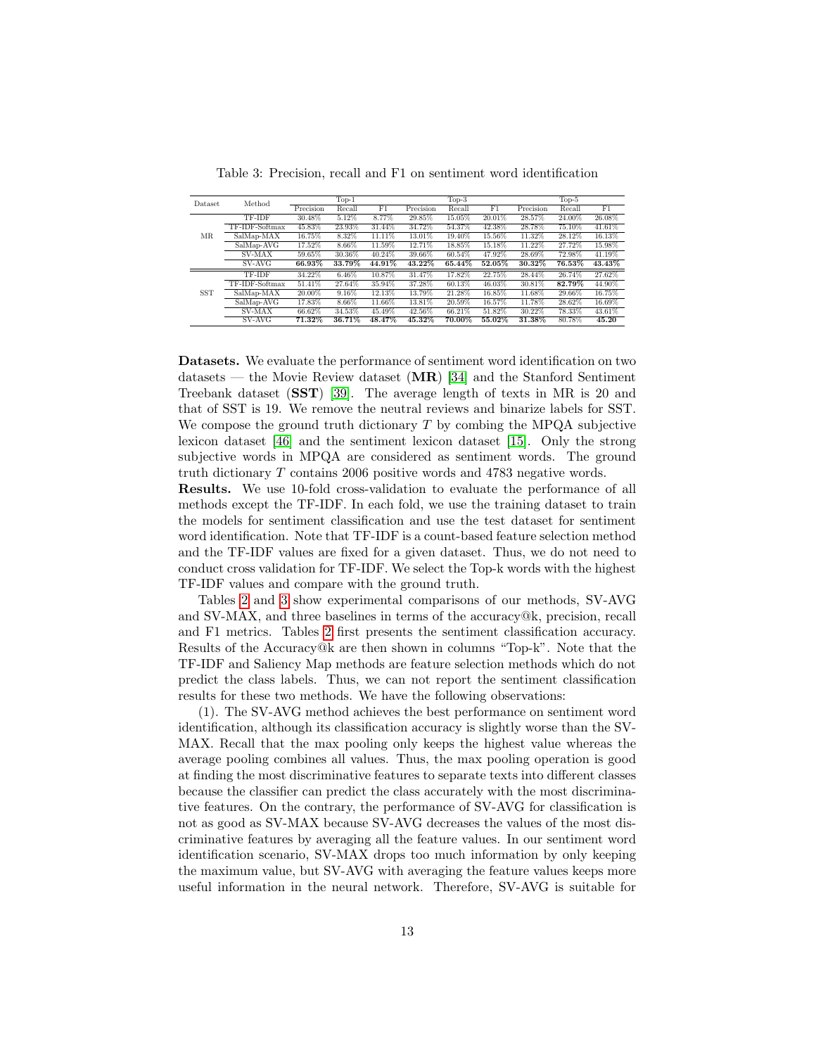Table 3: Precision, recall and F1 on sentiment word identification

| Dataset | Method | Top-1 | | | Top-3 | | | Top-5 | | |
|---|---|---|---|---|---|---|---|---|---|---|
| | | Precision | Recall | F1 | Precision | Recall | F1 | Precision | Recall | F1 |
| MR | TF-IDF | 30.48% | 5.12% | 8.77% | 29.85% | 15.05% | 20.01% | 28.57% | 24.00% | 26.08% |
| | TF-IDF-Softmax | 45.83% | 23.93% | 31.44% | 34.72% | 54.37% | 42.38% | 28.78% | 75.10% | 41.61% |
| | SalMap-MAX | 16.75% | 8.32% | 11.11% | 13.01% | 19.40% | 15.56% | 11.32% | 28.12% | 16.13% |
| | SalMap-AVG | 17.52% | 8.66% | 11.59% | 12.71% | 18.85% | 15.18% | 11.22% | 27.72% | 15.98% |
| | SV-MAX | 59.65% | 30.36% | 40.24% | 39.66% | 60.54% | 47.92% | 28.69% | 72.98% | 41.19% |
| | SV-AVG | **66.93%** | **33.79%** | **44.91%** | **43.22%** | **65.44%** | **52.05%** | **30.32%** | **76.53%** | **43.43%** |
| SST | TF-IDF | 34.22% | 6.46% | 10.87% | 31.47% | 17.82% | 22.75% | 28.44% | 26.74% | 27.62% |
| | TF-IDF-Softmax | 51.41% | 27.64% | 35.94% | 37.28% | 60.13% | 46.03% | 30.81% | **82.79%** | 44.90% |
| | SalMap-MAX | 20.00% | 9.16% | 12.13% | 13.79% | 21.28% | 16.85% | 11.68% | 29.66% | 16.75% |
| | SalMap-AVG | 17.83% | 8.66% | 11.66% | 13.81% | 20.59% | 16.57% | 11.78% | 28.62% | 16.69% |
| | SV-MAX | 66.62% | 34.53% | 45.49% | 42.56% | 66.21% | 51.82% | 30.22% | 78.33% | 43.61% |
| | SV-AVG | **71.32%** | **36.71%** | **48.47%** | **45.32%** | **70.00%** | **55.02%** | **31.38%** | 80.78% | **45.20** |

**Datasets.** We evaluate the performance of sentiment word identification on two datasets — the Movie Review dataset (**MR**) [34] and the Stanford Sentiment Treebank dataset (**SST**) [39]. The average length of texts in MR is 20 and that of SST is 19. We remove the neutral reviews and binarize labels for SST. We compose the ground truth dictionary $T$ by combing the MPQA subjective lexicon dataset [46] and the sentiment lexicon dataset [15]. Only the strong subjective words in MPQA are considered as sentiment words. The ground truth dictionary $T$ contains 2006 positive words and 4783 negative words.

**Results.** We use 10-fold cross-validation to evaluate the performance of all methods except the TF-IDF. In each fold, we use the training dataset to train the models for sentiment classification and use the test dataset for sentiment word identification. Note that TF-IDF is a count-based feature selection method and the TF-IDF values are fixed for a given dataset. Thus, we do not need to conduct cross validation for TF-IDF. We select the Top-k words with the highest TF-IDF values and compare with the ground truth.

Tables 2 and 3 show experimental comparisons of our methods, SV-AVG and SV-MAX, and three baselines in terms of the accuracy@k, precision, recall and F1 metrics. Tables 2 first presents the sentiment classification accuracy. Results of the Accuracy@k are then shown in columns "Top-k". Note that the TF-IDF and Saliency Map methods are feature selection methods which do not predict the class labels. Thus, we can not report the sentiment classification results for these two methods. We have the following observations:

(1). The SV-AVG method achieves the best performance on sentiment word identification, although its classification accuracy is slightly worse than the SV-MAX. Recall that the max pooling only keeps the highest value whereas the average pooling combines all values. Thus, the max pooling operation is good at finding the most discriminative features to separate texts into different classes because the classifier can predict the class accurately with the most discriminative features. On the contrary, the performance of SV-AVG for classification is not as good as SV-MAX because SV-AVG decreases the values of the most discriminative features by averaging all the feature values. In our sentiment word identification scenario, SV-MAX drops too much information by only keeping the maximum value, but SV-AVG with averaging the feature values keeps more useful information in the neural network. Therefore, SV-AVG is suitable for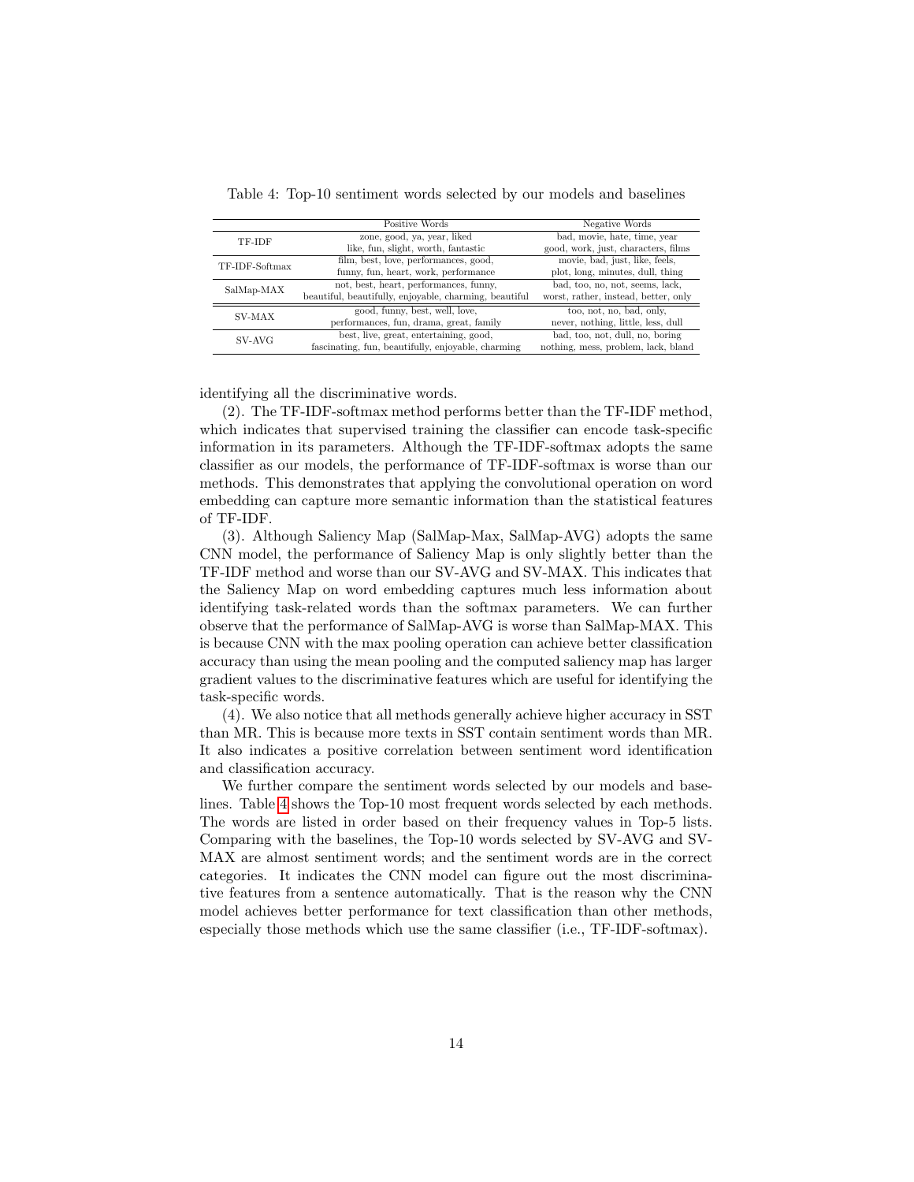Table 4: Top-10 sentiment words selected by our models and baselines

| | Positive Words | Negative Words |
|---|---|---|
| TF-IDF | zone, good, ya, year, liked<br>like, fun, slight, worth, fantastic | bad, movie, hate, time, year<br>good, work, just, characters, films |
| TF-IDF-Softmax | film, best, love, performances, good,<br>funny, fun, heart, work, performance | movie, bad, just, like, feels,<br>plot, long, minutes, dull, thing |
| SalMap-MAX | not, best, heart, performances, funny,<br>beautiful, beautifully, enjoyable, charming, beautiful | bad, too, no, not, seems, lack,<br>worst, rather, instead, better, only |
| SV-MAX | good, funny, best, well, love,<br>performances, fun, drama, great, family | too, not, no, bad, only,<br>never, nothing, little, less, dull |
| SV-AVG | best, live, great, entertaining, good,<br>fascinating, fun, beautifully, enjoyable, charming | bad, too, not, dull, no, boring<br>nothing, mess, problem, lack, bland |

identifying all the discriminative words.

(2). The TF-IDF-softmax method performs better than the TF-IDF method, which indicates that supervised training the classifier can encode task-specific information in its parameters. Although the TF-IDF-softmax adopts the same classifier as our models, the performance of TF-IDF-softmax is worse than our methods. This demonstrates that applying the convolutional operation on word embedding can capture more semantic information than the statistical features of TF-IDF.

(3). Although Saliency Map (SalMap-Max, SalMap-AVG) adopts the same CNN model, the performance of Saliency Map is only slightly better than the TF-IDF method and worse than our SV-AVG and SV-MAX. This indicates that the Saliency Map on word embedding captures much less information about identifying task-related words than the softmax parameters. We can further observe that the performance of SalMap-AVG is worse than SalMap-MAX. This is because CNN with the max pooling operation can achieve better classification accuracy than using the mean pooling and the computed saliency map has larger gradient values to the discriminative features which are useful for identifying the task-specific words.

(4). We also notice that all methods generally achieve higher accuracy in SST than MR. This is because more texts in SST contain sentiment words than MR. It also indicates a positive correlation between sentiment word identification and classification accuracy.

We further compare the sentiment words selected by our models and baselines. Table 4 shows the Top-10 most frequent words selected by each methods. The words are listed in order based on their frequency values in Top-5 lists. Comparing with the baselines, the Top-10 words selected by SV-AVG and SV-MAX are almost sentiment words; and the sentiment words are in the correct categories. It indicates the CNN model can figure out the most discriminative features from a sentence automatically. That is the reason why the CNN model achieves better performance for text classification than other methods, especially those methods which use the same classifier (i.e., TF-IDF-softmax).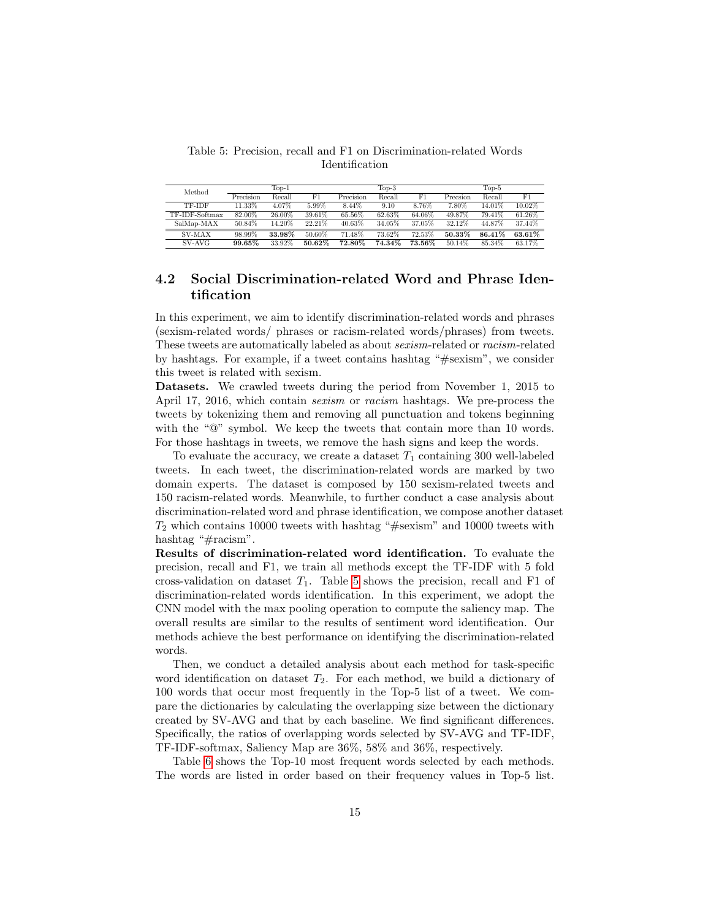Table 5: Precision, recall and F1 on Discrimination-related Words Identification

| Method | Top-1 | | | Top-3 | | | Top-5 | | |
|---|---|---|---|---|---|---|---|---|---|
| | Precision | Recall | F1 | Precision | Recall | F1 | Precsion | Recall | F1 |
| TF-IDF | 11.33% | 4.07% | 5.99% | 8.44% | 9.10 | 8.76% | 7.80% | 14.01% | 10.02% |
| TF-IDF-Softmax | 82.00% | 26.00% | 39.61% | 65.56% | 62.63% | 64.06% | 49.87% | 79.41% | 61.26% |
| SalMap-MAX | 50.84% | 14.20% | 22.21% | 40.63% | 34.05% | 37.05% | 32.12% | 44.87% | 37.44% |
| SV-MAX | 98.99% | **33.98%** | 50.60% | 71.48% | 73.62% | 72.53% | **50.33%** | **86.41%** | **63.61%** |
| SV-AVG | **99.65%** | 33.92% | **50.62%** | **72.80%** | **74.34%** | **73.56%** | 50.14% | 85.34% | 63.17% |

## 4.2 Social Discrimination-related Word and Phrase Identification

In this experiment, we aim to identify discrimination-related words and phrases (sexism-related words/ phrases or racism-related words/phrases) from tweets. These tweets are automatically labeled as about *sexism*-related or *racism*-related by hashtags. For example, if a tweet contains hashtag "#sexism", we consider this tweet is related with sexism.

**Datasets.** We crawled tweets during the period from November 1, 2015 to April 17, 2016, which contain *sexism* or *racism* hashtags. We pre-process the tweets by tokenizing them and removing all punctuation and tokens beginning with the "@" symbol. We keep the tweets that contain more than 10 words. For those hashtags in tweets, we remove the hash signs and keep the words.

To evaluate the accuracy, we create a dataset $T_1$ containing 300 well-labeled tweets. In each tweet, the discrimination-related words are marked by two domain experts. The dataset is composed by 150 sexism-related tweets and 150 racism-related words. Meanwhile, to further conduct a case analysis about discrimination-related word and phrase identification, we compose another dataset $T_2$ which contains 10000 tweets with hashtag "#sexism" and 10000 tweets with hashtag "#racism".

**Results of discrimination-related word identification.** To evaluate the precision, recall and F1, we train all methods except the TF-IDF with 5 fold cross-validation on dataset $T_1$. Table 5 shows the precision, recall and F1 of discrimination-related words identification. In this experiment, we adopt the CNN model with the max pooling operation to compute the saliency map. The overall results are similar to the results of sentiment word identification. Our methods achieve the best performance on identifying the discrimination-related words.

Then, we conduct a detailed analysis about each method for task-specific word identification on dataset $T_2$. For each method, we build a dictionary of 100 words that occur most frequently in the Top-5 list of a tweet. We compare the dictionaries by calculating the overlapping size between the dictionary created by SV-AVG and that by each baseline. We find significant differences. Specifically, the ratios of overlapping words selected by SV-AVG and TF-IDF, TF-IDF-softmax, Saliency Map are 36%, 58% and 36%, respectively.

Table 6 shows the Top-10 most frequent words selected by each methods. The words are listed in order based on their frequency values in Top-5 list.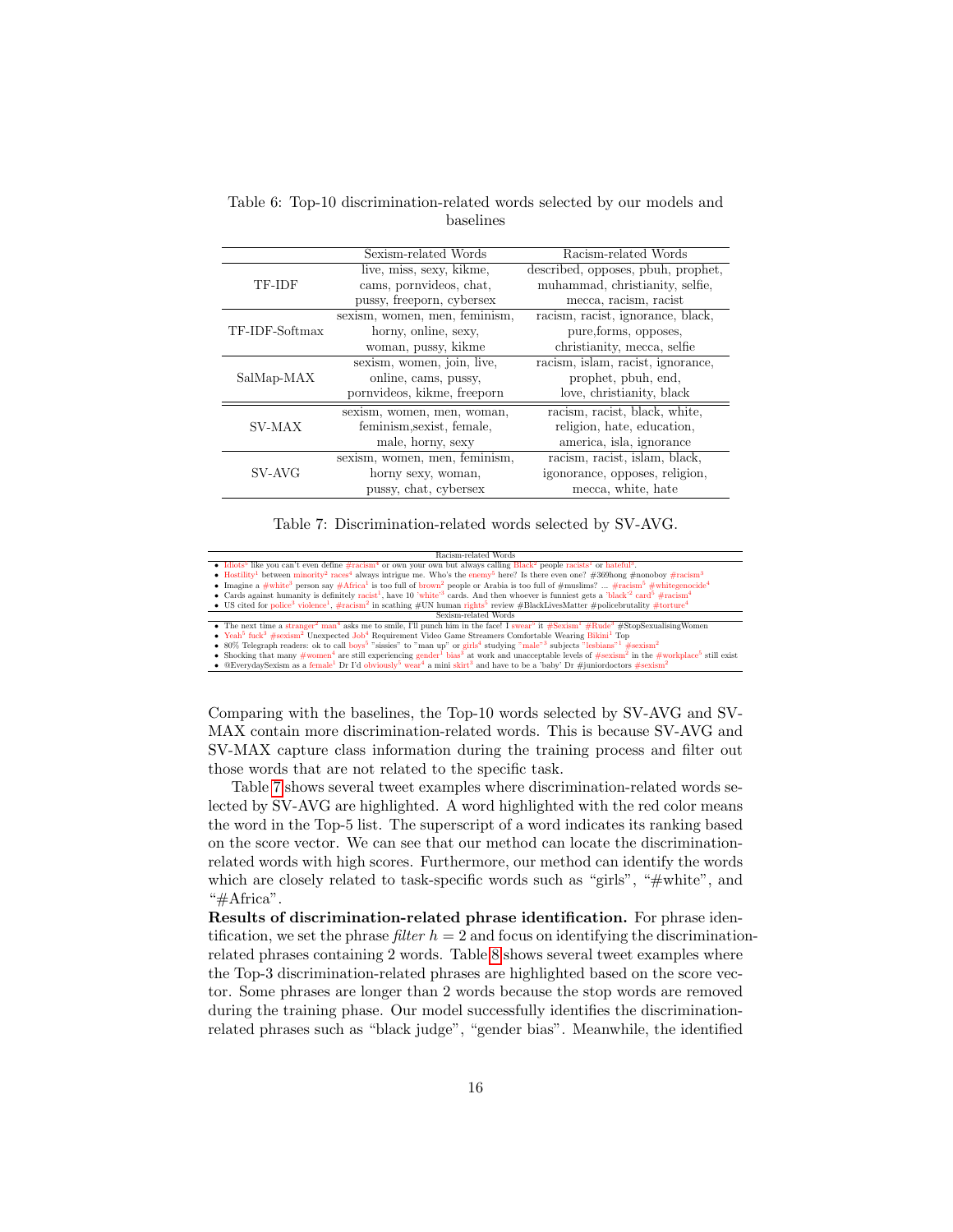Table 6: Top-10 discrimination-related words selected by our models and baselines

| | Sexism-related Words | Racism-related Words |
|---|---|---|
| TF-IDF | live, miss, sexy, kikme, cams, pornvideos, chat, pussy, freeporn, cybersex | described, opposes, pbuh, prophet, muhammad, christianity, selfie, mecca, racism, racist |
| TF-IDF-Softmax | sexism, women, men, feminism, horny, online, sexy, woman, pussy, kikme | racism, racist, ignorance, black, pure,forms, opposes, christianity, mecca, selfie |
| SalMap-MAX | sexism, women, join, live, online, cams, pussy, pornvideos, kikme, freeporn | racism, islam, racist, ignorance, prophet, pbuh, end, love, christianity, black |
| SV-MAX | sexism, women, men, woman, feminism,sexist, female, male, horny, sexy | racism, racist, black, white, religion, hate, education, america, isla, ignorance |
| SV-AVG | sexism, women, men, feminism, horny sexy, woman, pussy, chat, cybersex | racism, racist, islam, black, igonorance, opposes, religion, mecca, white, hate |

Table 7: Discrimination-related words selected by SV-AVG.

| Racism-related Words |
|---|
| • Idiots[5] like you can't even define #racism[4] or own your own but always calling Black[2] people racists[1] or hateful[3]. |
| • Hostility[1] between minority[2] races[4] always intrigue me. Who's the enemy[5] here? Is there even one? #369hong #nonoboy #racism[3] |
| • Imagine a #white[3] person say #Africa[1] is too full of brown[2] people or Arabia is too full of #muslims? ... #racism[5] #whitegenocide[4] |
| • Cards against humanity is definitely racist[1], have 10 'white'[3] cards. And then whoever is funniest gets a 'black'[2] card[5] #racism[4] |
| • US cited for police[3] violence[1], #racism[2] in scathing #UN human rights[5] review #BlackLivesMatter #policebrutality #torture[4] |
| **Sexism-related Words** |
| • The next time a stranger[2] man[4] asks me to smile, I'll punch him in the face! I swear[5] it #Sexism[1] #Rude[3] #StopSexualisingWomen |
| • Yeah[5] fuck[3] #sexism[2] Unexpected Job[4] Requirement Video Game Streamers Comfortable Wearing Bikini[1] Top |
| • 80% Telegraph readers: ok to call boys[5] "sissies" to "man up" or girls[4] studying "male"[3] subjects "lesbians"[1] #sexism[2] |
| • Shocking that many #women[4] are still experiencing gender[1] bias[3] at work and unacceptable levels of #sexism[2] in the #workplace[5] still exist |
| • @EverydaySexism as a female[1] Dr I'd obviously[5] wear[4] a mini skirt[3] and have to be a 'baby' Dr #juniordoctors #sexism[2] |

Comparing with the baselines, the Top-10 words selected by SV-AVG and SV-MAX contain more discrimination-related words. This is because SV-AVG and SV-MAX capture class information during the training process and filter out those words that are not related to the specific task.

Table 7 shows several tweet examples where discrimination-related words selected by SV-AVG are highlighted. A word highlighted with the red color means the word in the Top-5 list. The superscript of a word indicates its ranking based on the score vector. We can see that our method can locate the discrimination-related words with high scores. Furthermore, our method can identify the words which are closely related to task-specific words such as "girls", "#white", and "#Africa".

**Results of discrimination-related phrase identification.** For phrase identification, we set the phrase *filter* $h = 2$ and focus on identifying the discrimination-related phrases containing 2 words. Table 8 shows several tweet examples where the Top-3 discrimination-related phrases are highlighted based on the score vector. Some phrases are longer than 2 words because the stop words are removed during the training phase. Our model successfully identifies the discrimination-related phrases such as "black judge", "gender bias". Meanwhile, the identified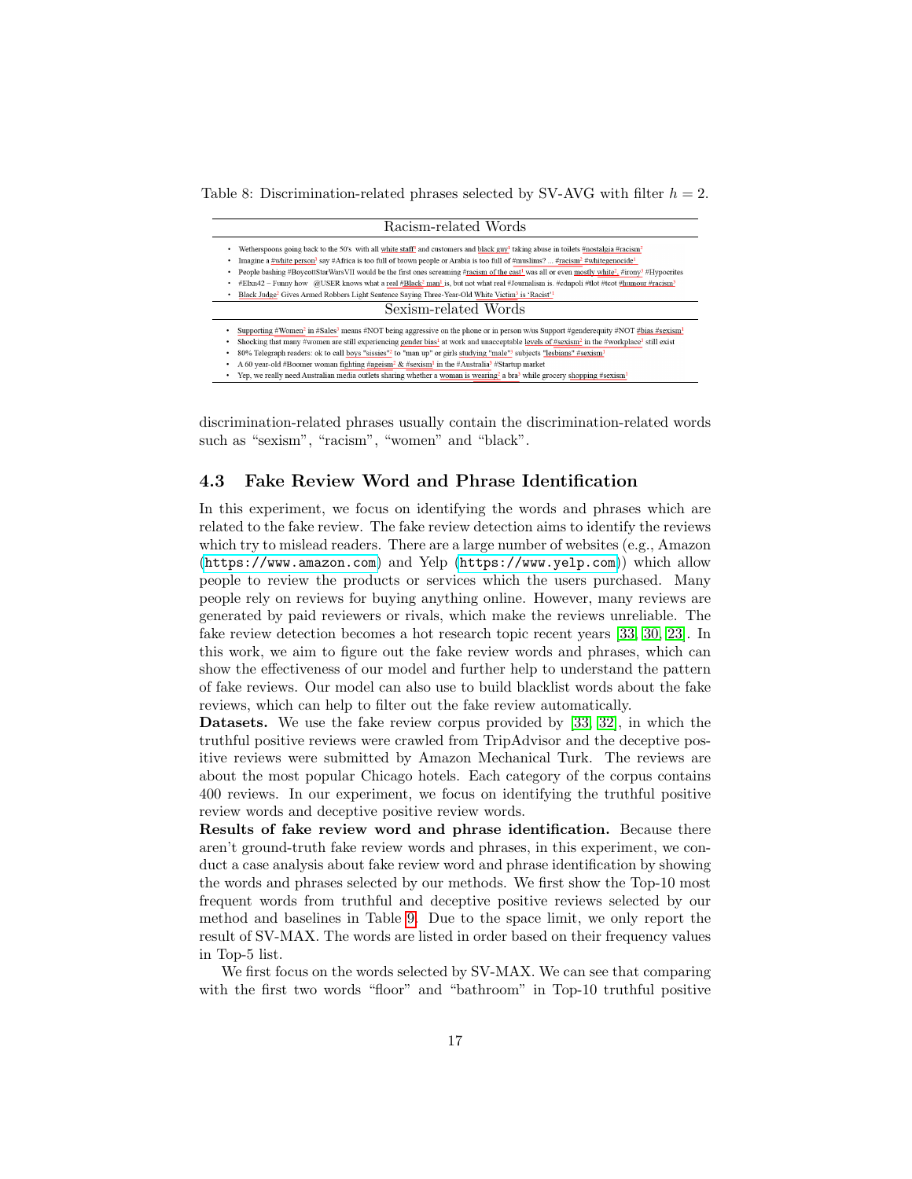Table 8: Discrimination-related phrases selected by SV-AVG with filter $h = 2$.

| Racism-related Words |
|---|
| • Wetherspoons going back to the 50's with all white staff[2] and customers and black guy[1] taking abuse in toilets #nostalgia #racism[2] |
| • Imagine a #white person[1] say #Africa is too full of brown people or Arabia is too full of #muslims? ... #racism[2] #whitegenocide[1] |
| • People bashing #BoycottStarWarsVII would be the first ones screaming #racism of the east[1] was all or even mostly white[2], #irony[3] #Hypocrites |
| • #Elxn42 – Funny how @USER knows what a real #Black[2] man[1] is, but not what real #Journalism is. #cdnpoli #tlot #tcot #humour #racism[3] |
| • Black Judge[2] Gives Armed Robbers Light Sentence Saying Three-Year-Old White Victim[3] is 'Racist'[1] |
| **Sexism-related Words** |
| • Supporting #Women[2] in #Sales[1] means #NOT being aggressive on the phone or in person w/us Support #genderequity #NOT #bias #sexism[3] |
| • Shocking that many #women are still experiencing gender bias[1] at work and unacceptable levels of #sexism[2] in the #workplace[1] still exist |
| • 80% Telegraph readers: ok to call boys "sissies"[2] to "man up" or girls studying "male"[1] subjects "lesbians" #sexism[1] |
| • A 60 year-old #Boomer woman fighting #ageism[2] & #sexism[1] in the #Australia[2] #Startup market |
| • Yep, we really need Australian media outlets sharing whether a woman is wearing[2] a bra[1] while grocery shopping #sexism[3] |

discrimination-related phrases usually contain the discrimination-related words such as "sexism", "racism", "women" and "black".

### 4.3 Fake Review Word and Phrase Identification

In this experiment, we focus on identifying the words and phrases which are related to the fake review. The fake review detection aims to identify the reviews which try to mislead readers. There are a large number of websites (e.g., Amazon (https://www.amazon.com) and Yelp (https://www.yelp.com)) which allow people to review the products or services which the users purchased. Many people rely on reviews for buying anything online. However, many reviews are generated by paid reviewers or rivals, which make the reviews unreliable. The fake review detection becomes a hot research topic recent years [33, 30, 23]. In this work, we aim to figure out the fake review words and phrases, which can show the effectiveness of our model and further help to understand the pattern of fake reviews. Our model can also use to build blacklist words about the fake reviews, which can help to filter out the fake review automatically.

**Datasets.** We use the fake review corpus provided by [33, 32], in which the truthful positive reviews were crawled from TripAdvisor and the deceptive positive reviews were submitted by Amazon Mechanical Turk. The reviews are about the most popular Chicago hotels. Each category of the corpus contains 400 reviews. In our experiment, we focus on identifying the truthful positive review words and deceptive positive review words.

**Results of fake review word and phrase identification.** Because there aren't ground-truth fake review words and phrases, in this experiment, we conduct a case analysis about fake review word and phrase identification by showing the words and phrases selected by our methods. We first show the Top-10 most frequent words from truthful and deceptive positive reviews selected by our method and baselines in Table 9. Due to the space limit, we only report the result of SV-MAX. The words are listed in order based on their frequency values in Top-5 list.

We first focus on the words selected by SV-MAX. We can see that comparing with the first two words "floor" and "bathroom" in Top-10 truthful positive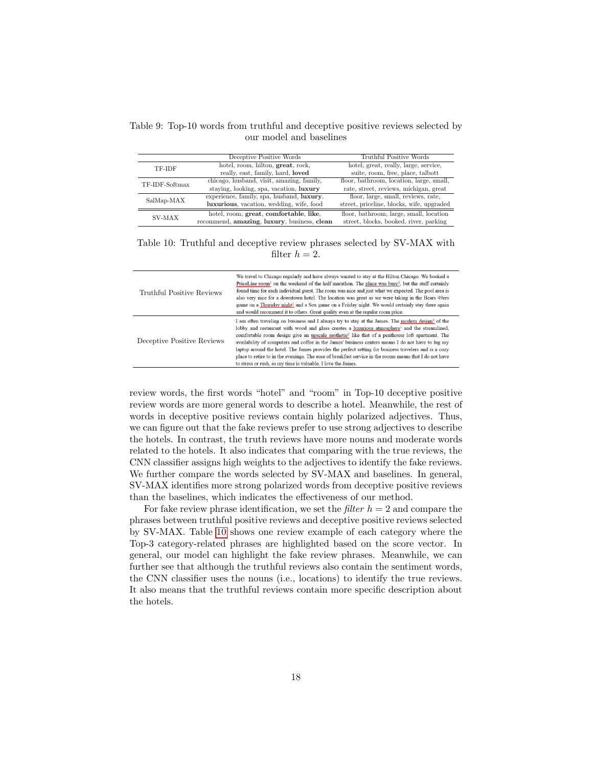Table 9: Top-10 words from truthful and deceptive positive reviews selected by our model and baselines

| | Deceptive Positive Words | Truthful Positive Words |
|---|---|---|
| TF-IDF | hotel, room, hilton, **great**, rock, really, east, family, hard, **loved** | hotel, great, really, large, service, suite, room, free, place, talbott |
| TF-IDF-Softmax | chicago, husband, visit, amazing, family, staying, looking, spa, vacation, **luxury** | floor, bathroom, location, large, small, rate, street, reviews, michigan, great |
| SalMap-MAX | experience, family, spa, husband, **luxury**, **luxurious**, vacation, wedding, wife, food | floor, large, small, reviews, rate, street, priceline, blocks, wife, upgraded |
| SV-MAX | hotel, room, **great**, **comfortable**, **like**, recommend, **amazing**, **luxury**, business, **clean** | floor, bathroom, large, small, location street, blocks, booked, river, parking |

Table 10: Truthful and deceptive review phrases selected by SV-MAX with filter $h = 2$.

| | |
|---|---|
| Truthful Positive Reviews | We travel to Chicago regularly and have always wanted to stay at the Hilton Chicago. We booked a PriceLine room[1] on the weekend of the half marathon. The place was busy[3], but the staff certainly found time for each individual guest. The room was nice and just what we expected. The pool area is also very nice for a downtown hotel. The location was great as we were taking in the Bears 49ers game on a Thursday night[2] and a Sox game on a Friiday night. We would certainly stay there again and would recomment it to others. Great quality even at the regular room price. |
| Deceptive Positive Reviews | I am often traveling on business and I always try to stay at the James. The modern design[3] of the lobby and restaurant with wood and glass creates a luxurious atmosphere[1] and the streamlined, comfortable room design give an upscale aesthetic[2] like that of a penthouse loft apartment. The availability of computers and coffee in the James' business centers means I do not have to lug my laptop around the hotel. The James provides the perfect setting for business travelers and is a cozy place to retire to in the evenings. The ease of breakfast service in the rooms means that I do not have to stress or rush, as my time is valuable. I love the James. |

review words, the first words "hotel" and "room" in Top-10 deceptive positive review words are more general words to describe a hotel. Meanwhile, the rest of words in deceptive positive reviews contain highly polarized adjectives. Thus, we can figure out that the fake reviews prefer to use strong adjectives to describe the hotels. In contrast, the truth reviews have more nouns and moderate words related to the hotels. It also indicates that comparing with the true reviews, the CNN classifier assigns high weights to the adjectives to identify the fake reviews. We further compare the words selected by SV-MAX and baselines. In general, SV-MAX identifies more strong polarized words from deceptive positive reviews than the baselines, which indicates the effectiveness of our method.

For fake review phrase identification, we set the *filter* $h = 2$ and compare the phrases between truthful positive reviews and deceptive positive reviews selected by SV-MAX. Table 10 shows one review example of each category where the Top-3 category-related phrases are highlighted based on the score vector. In general, our model can highlight the fake review phrases. Meanwhile, we can further see that although the truthful reviews also contain the sentiment words, the CNN classifier uses the nouns (i.e., locations) to identify the true reviews. It also means that the truthful reviews contain more specific description about the hotels.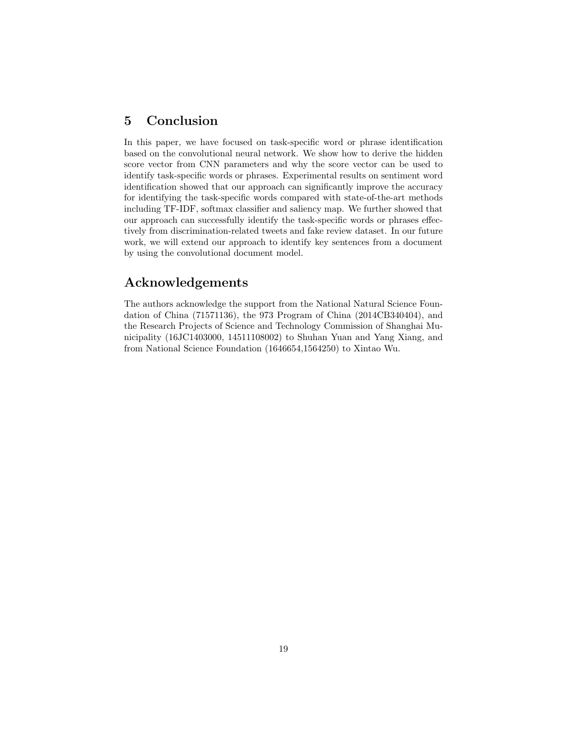## 5 Conclusion

In this paper, we have focused on task-specific word or phrase identification based on the convolutional neural network. We show how to derive the hidden score vector from CNN parameters and why the score vector can be used to identify task-specific words or phrases. Experimental results on sentiment word identification showed that our approach can significantly improve the accuracy for identifying the task-specific words compared with state-of-the-art methods including TF-IDF, softmax classifier and saliency map. We further showed that our approach can successfully identify the task-specific words or phrases effectively from discrimination-related tweets and fake review dataset. In our future work, we will extend our approach to identify key sentences from a document by using the convolutional document model.

## Acknowledgements

The authors acknowledge the support from the National Natural Science Foundation of China (71571136), the 973 Program of China (2014CB340404), and the Research Projects of Science and Technology Commission of Shanghai Municipality (16JC1403000, 14511108002) to Shuhan Yuan and Yang Xiang, and from National Science Foundation (1646654,1564250) to Xintao Wu.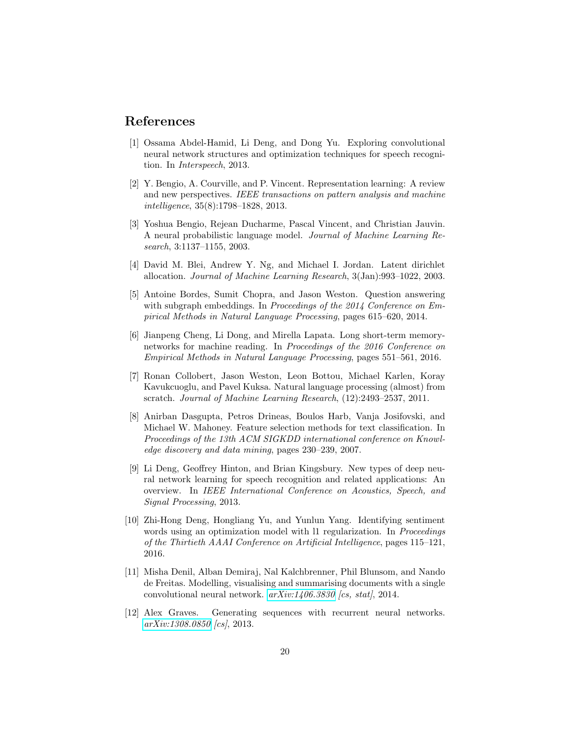# References

[1] Ossama Abdel-Hamid, Li Deng, and Dong Yu. Exploring convolutional neural network structures and optimization techniques for speech recognition. In *Interspeech*, 2013.

[2] Y. Bengio, A. Courville, and P. Vincent. Representation learning: A review and new perspectives. *IEEE transactions on pattern analysis and machine intelligence*, 35(8):1798–1828, 2013.

[3] Yoshua Bengio, Rejean Ducharme, Pascal Vincent, and Christian Jauvin. A neural probabilistic language model. *Journal of Machine Learning Research*, 3:1137–1155, 2003.

[4] David M. Blei, Andrew Y. Ng, and Michael I. Jordan. Latent dirichlet allocation. *Journal of Machine Learning Research*, 3(Jan):993–1022, 2003.

[5] Antoine Bordes, Sumit Chopra, and Jason Weston. Question answering with subgraph embeddings. In *Proceedings of the 2014 Conference on Empirical Methods in Natural Language Processing*, pages 615–620, 2014.

[6] Jianpeng Cheng, Li Dong, and Mirella Lapata. Long short-term memory-networks for machine reading. In *Proceedings of the 2016 Conference on Empirical Methods in Natural Language Processing*, pages 551–561, 2016.

[7] Ronan Collobert, Jason Weston, Leon Bottou, Michael Karlen, Koray Kavukcuoglu, and Pavel Kuksa. Natural language processing (almost) from scratch. *Journal of Machine Learning Research*, (12):2493–2537, 2011.

[8] Anirban Dasgupta, Petros Drineas, Boulos Harb, Vanja Josifovski, and Michael W. Mahoney. Feature selection methods for text classification. In *Proceedings of the 13th ACM SIGKDD international conference on Knowledge discovery and data mining*, pages 230–239, 2007.

[9] Li Deng, Geoffrey Hinton, and Brian Kingsbury. New types of deep neural network learning for speech recognition and related applications: An overview. In *IEEE International Conference on Acoustics, Speech, and Signal Processing*, 2013.

[10] Zhi-Hong Deng, Hongliang Yu, and Yunlun Yang. Identifying sentiment words using an optimization model with l1 regularization. In *Proceedings of the Thirtieth AAAI Conference on Artificial Intelligence*, pages 115–121, 2016.

[11] Misha Denil, Alban Demiraj, Nal Kalchbrenner, Phil Blunsom, and Nando de Freitas. Modelling, visualising and summarising documents with a single convolutional neural network. *arXiv:1406.3830 [cs, stat]*, 2014.

[12] Alex Graves. Generating sequences with recurrent neural networks. *arXiv:1308.0850 [cs]*, 2013.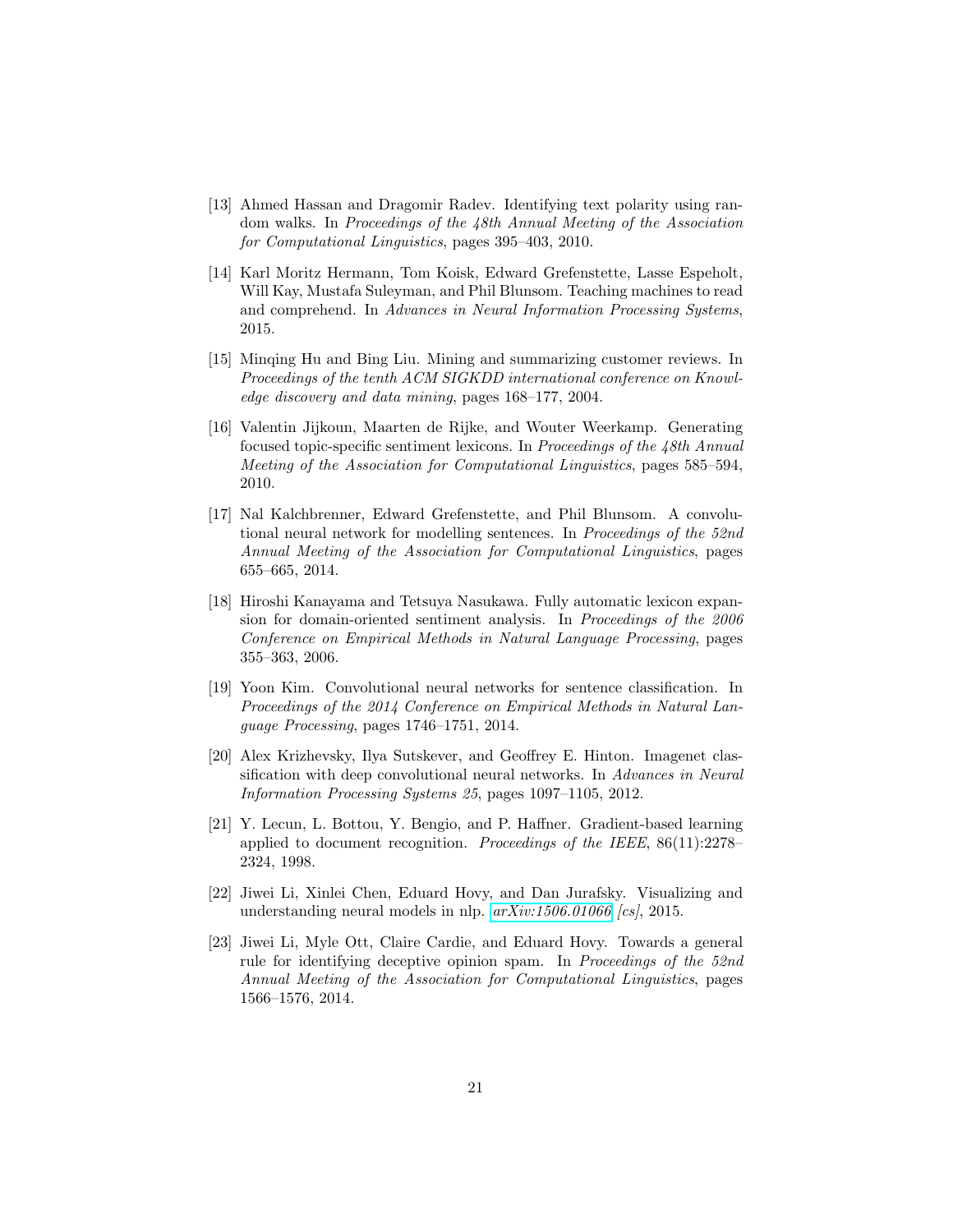[13] Ahmed Hassan and Dragomir Radev. Identifying text polarity using random walks. In *Proceedings of the 48th Annual Meeting of the Association for Computational Linguistics*, pages 395–403, 2010.

[14] Karl Moritz Hermann, Tom Koisk, Edward Grefenstette, Lasse Espeholt, Will Kay, Mustafa Suleyman, and Phil Blunsom. Teaching machines to read and comprehend. In *Advances in Neural Information Processing Systems*, 2015.

[15] Minqing Hu and Bing Liu. Mining and summarizing customer reviews. In *Proceedings of the tenth ACM SIGKDD international conference on Knowledge discovery and data mining*, pages 168–177, 2004.

[16] Valentin Jijkoun, Maarten de Rijke, and Wouter Weerkamp. Generating focused topic-specific sentiment lexicons. In *Proceedings of the 48th Annual Meeting of the Association for Computational Linguistics*, pages 585–594, 2010.

[17] Nal Kalchbrenner, Edward Grefenstette, and Phil Blunsom. A convolutional neural network for modelling sentences. In *Proceedings of the 52nd Annual Meeting of the Association for Computational Linguistics*, pages 655–665, 2014.

[18] Hiroshi Kanayama and Tetsuya Nasukawa. Fully automatic lexicon expansion for domain-oriented sentiment analysis. In *Proceedings of the 2006 Conference on Empirical Methods in Natural Language Processing*, pages 355–363, 2006.

[19] Yoon Kim. Convolutional neural networks for sentence classification. In *Proceedings of the 2014 Conference on Empirical Methods in Natural Language Processing*, pages 1746–1751, 2014.

[20] Alex Krizhevsky, Ilya Sutskever, and Geoffrey E. Hinton. Imagenet classification with deep convolutional neural networks. In *Advances in Neural Information Processing Systems 25*, pages 1097–1105, 2012.

[21] Y. Lecun, L. Bottou, Y. Bengio, and P. Haffner. Gradient-based learning applied to document recognition. *Proceedings of the IEEE*, 86(11):2278–2324, 1998.

[22] Jiwei Li, Xinlei Chen, Eduard Hovy, and Dan Jurafsky. Visualizing and understanding neural models in nlp. *arXiv:1506.01066 [cs]*, 2015.

[23] Jiwei Li, Myle Ott, Claire Cardie, and Eduard Hovy. Towards a general rule for identifying deceptive opinion spam. In *Proceedings of the 52nd Annual Meeting of the Association for Computational Linguistics*, pages 1566–1576, 2014.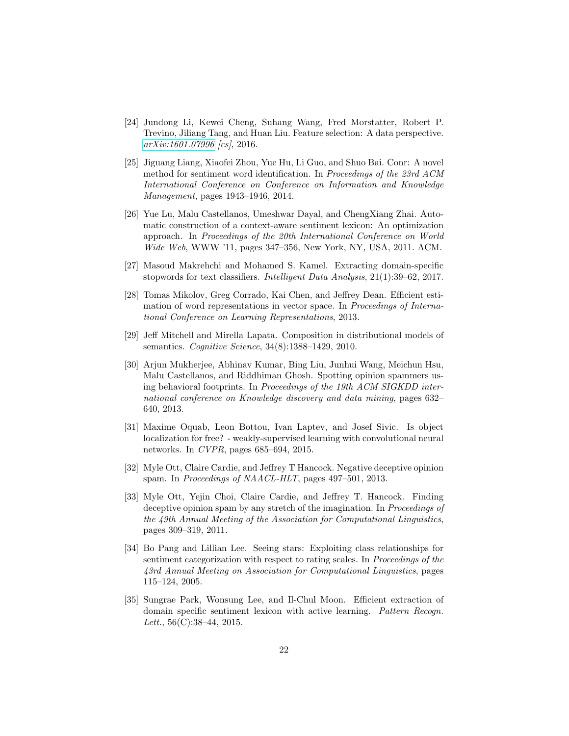[24] Jundong Li, Kewei Cheng, Suhang Wang, Fred Morstatter, Robert P. Trevino, Jiliang Tang, and Huan Liu. Feature selection: A data perspective. *arXiv:1601.07996 [cs]*, 2016.

[25] Jiguang Liang, Xiaofei Zhou, Yue Hu, Li Guo, and Shuo Bai. Conr: A novel method for sentiment word identification. In *Proceedings of the 23rd ACM International Conference on Conference on Information and Knowledge Management*, pages 1943–1946, 2014.

[26] Yue Lu, Malu Castellanos, Umeshwar Dayal, and ChengXiang Zhai. Automatic construction of a context-aware sentiment lexicon: An optimization approach. In *Proceedings of the 20th International Conference on World Wide Web*, WWW '11, pages 347–356, New York, NY, USA, 2011. ACM.

[27] Masoud Makrehchi and Mohamed S. Kamel. Extracting domain-specific stopwords for text classifiers. *Intelligent Data Analysis*, 21(1):39–62, 2017.

[28] Tomas Mikolov, Greg Corrado, Kai Chen, and Jeffrey Dean. Efficient estimation of word representations in vector space. In *Proceedings of International Conference on Learning Representations*, 2013.

[29] Jeff Mitchell and Mirella Lapata. Composition in distributional models of semantics. *Cognitive Science*, 34(8):1388–1429, 2010.

[30] Arjun Mukherjee, Abhinav Kumar, Bing Liu, Junhui Wang, Meichun Hsu, Malu Castellanos, and Riddhiman Ghosh. Spotting opinion spammers using behavioral footprints. In *Proceedings of the 19th ACM SIGKDD international conference on Knowledge discovery and data mining*, pages 632–640, 2013.

[31] Maxime Oquab, Leon Bottou, Ivan Laptev, and Josef Sivic. Is object localization for free? - weakly-supervised learning with convolutional neural networks. In *CVPR*, pages 685–694, 2015.

[32] Myle Ott, Claire Cardie, and Jeffrey T Hancock. Negative deceptive opinion spam. In *Proceedings of NAACL-HLT*, pages 497–501, 2013.

[33] Myle Ott, Yejin Choi, Claire Cardie, and Jeffrey T. Hancock. Finding deceptive opinion spam by any stretch of the imagination. In *Proceedings of the 49th Annual Meeting of the Association for Computational Linguistics*, pages 309–319, 2011.

[34] Bo Pang and Lillian Lee. Seeing stars: Exploiting class relationships for sentiment categorization with respect to rating scales. In *Proceedings of the 43rd Annual Meeting on Association for Computational Linguistics*, pages 115–124, 2005.

[35] Sungrae Park, Wonsung Lee, and Il-Chul Moon. Efficient extraction of domain specific sentiment lexicon with active learning. *Pattern Recogn. Lett.*, 56(C):38–44, 2015.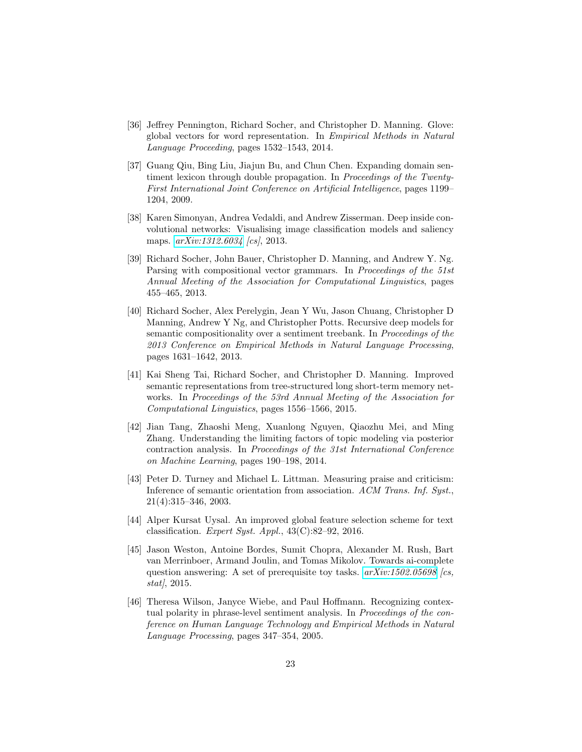[36] Jeffrey Pennington, Richard Socher, and Christopher D. Manning. Glove: global vectors for word representation. In *Empirical Methods in Natural Language Proceeding*, pages 1532–1543, 2014.

[37] Guang Qiu, Bing Liu, Jiajun Bu, and Chun Chen. Expanding domain sentiment lexicon through double propagation. In *Proceedings of the Twenty-First International Joint Conference on Artificial Intelligence*, pages 1199–1204, 2009.

[38] Karen Simonyan, Andrea Vedaldi, and Andrew Zisserman. Deep inside convolutional networks: Visualising image classification models and saliency maps. *arXiv:1312.6034 [cs]*, 2013.

[39] Richard Socher, John Bauer, Christopher D. Manning, and Andrew Y. Ng. Parsing with compositional vector grammars. In *Proceedings of the 51st Annual Meeting of the Association for Computational Linguistics*, pages 455–465, 2013.

[40] Richard Socher, Alex Perelygin, Jean Y Wu, Jason Chuang, Christopher D Manning, Andrew Y Ng, and Christopher Potts. Recursive deep models for semantic compositionality over a sentiment treebank. In *Proceedings of the 2013 Conference on Empirical Methods in Natural Language Processing*, pages 1631–1642, 2013.

[41] Kai Sheng Tai, Richard Socher, and Christopher D. Manning. Improved semantic representations from tree-structured long short-term memory networks. In *Proceedings of the 53rd Annual Meeting of the Association for Computational Linguistics*, pages 1556–1566, 2015.

[42] Jian Tang, Zhaoshi Meng, Xuanlong Nguyen, Qiaozhu Mei, and Ming Zhang. Understanding the limiting factors of topic modeling via posterior contraction analysis. In *Proceedings of the 31st International Conference on Machine Learning*, pages 190–198, 2014.

[43] Peter D. Turney and Michael L. Littman. Measuring praise and criticism: Inference of semantic orientation from association. *ACM Trans. Inf. Syst.*, 21(4):315–346, 2003.

[44] Alper Kursat Uysal. An improved global feature selection scheme for text classification. *Expert Syst. Appl.*, 43(C):82–92, 2016.

[45] Jason Weston, Antoine Bordes, Sumit Chopra, Alexander M. Rush, Bart van Merrinboer, Armand Joulin, and Tomas Mikolov. Towards ai-complete question answering: A set of prerequisite toy tasks. *arXiv:1502.05698 [cs, stat]*, 2015.

[46] Theresa Wilson, Janyce Wiebe, and Paul Hoffmann. Recognizing contextual polarity in phrase-level sentiment analysis. In *Proceedings of the conference on Human Language Technology and Empirical Methods in Natural Language Processing*, pages 347–354, 2005.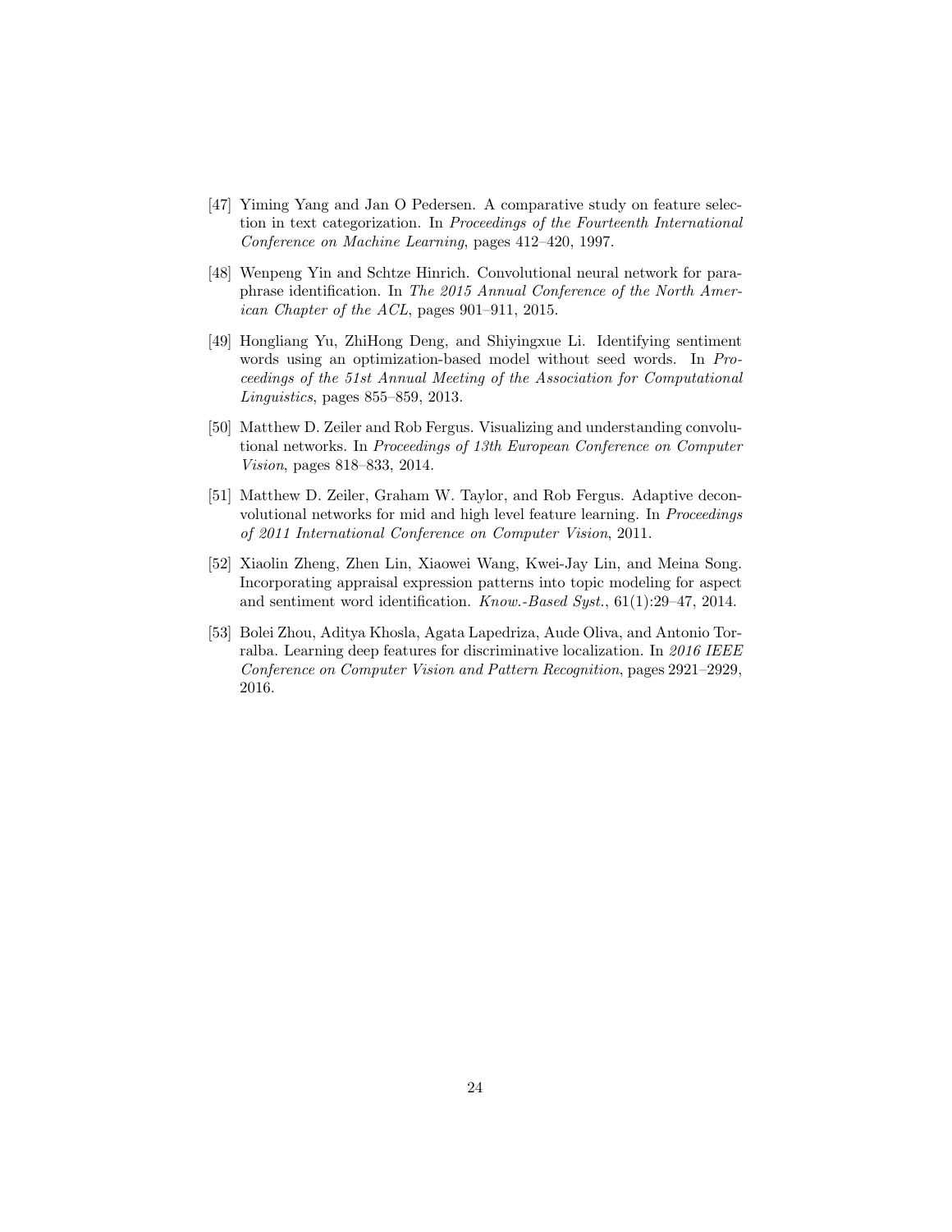[47] Yiming Yang and Jan O Pedersen. A comparative study on feature selection in text categorization. In *Proceedings of the Fourteenth International Conference on Machine Learning*, pages 412–420, 1997.

[48] Wenpeng Yin and Schtze Hinrich. Convolutional neural network for paraphrase identification. In *The 2015 Annual Conference of the North American Chapter of the ACL*, pages 901–911, 2015.

[49] Hongliang Yu, ZhiHong Deng, and Shiyingxue Li. Identifying sentiment words using an optimization-based model without seed words. In *Proceedings of the 51st Annual Meeting of the Association for Computational Linguistics*, pages 855–859, 2013.

[50] Matthew D. Zeiler and Rob Fergus. Visualizing and understanding convolutional networks. In *Proceedings of 13th European Conference on Computer Vision*, pages 818–833, 2014.

[51] Matthew D. Zeiler, Graham W. Taylor, and Rob Fergus. Adaptive deconvolutional networks for mid and high level feature learning. In *Proceedings of 2011 International Conference on Computer Vision*, 2011.

[52] Xiaolin Zheng, Zhen Lin, Xiaowei Wang, Kwei-Jay Lin, and Meina Song. Incorporating appraisal expression patterns into topic modeling for aspect and sentiment word identification. *Know.-Based Syst.*, 61(1):29–47, 2014.

[53] Bolei Zhou, Aditya Khosla, Agata Lapedriza, Aude Oliva, and Antonio Torralba. Learning deep features for discriminative localization. In *2016 IEEE Conference on Computer Vision and Pattern Recognition*, pages 2921–2929, 2016.